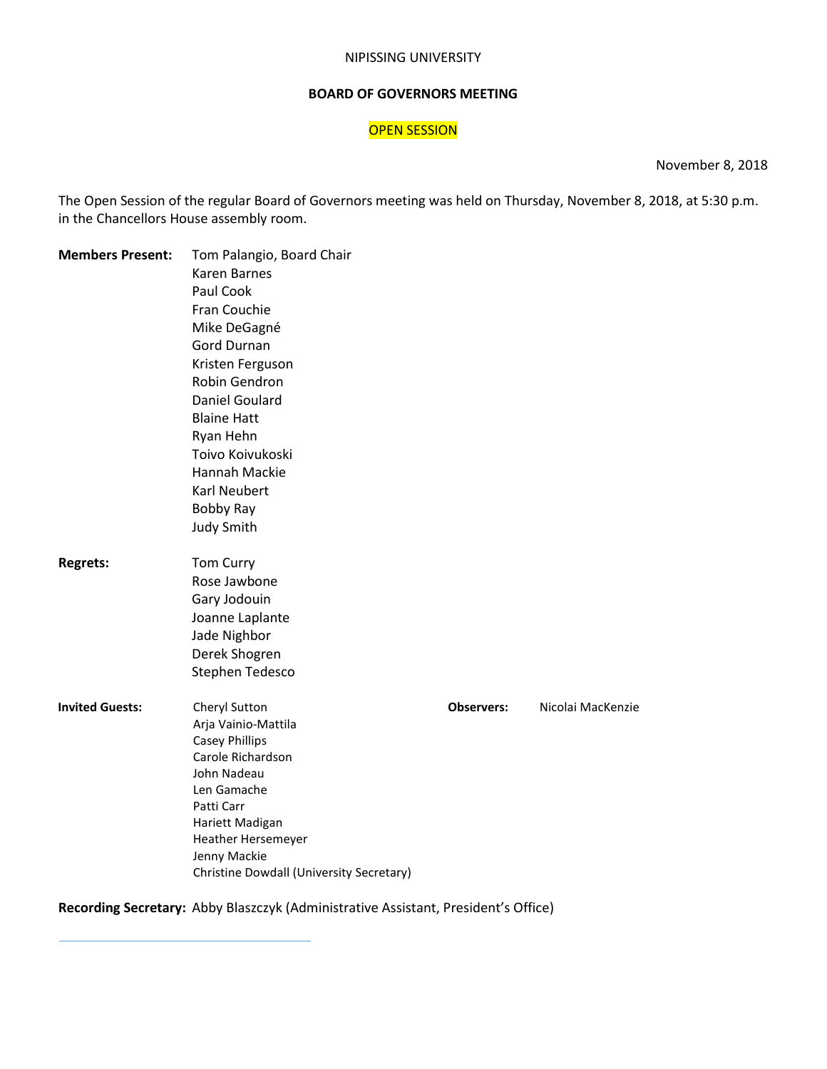NIPISSING UNIVERSITY

**BOARD OF GOVERNORS MEETING**

OPEN SESSION

November 8, 2018

The Open Session of the regular Board of Governors meeting was held on Thursday, November 8, 2018, at 5:30 p.m. in the Chancellors House assembly room.

**Members Present:**
Tom Palangio, Board Chair
Karen Barnes
Paul Cook
Fran Couchie
Mike DeGagné
Gord Durnan
Kristen Ferguson
Robin Gendron
Daniel Goulard
Blaine Hatt
Ryan Hehn
Toivo Koivukoski
Hannah Mackie
Karl Neubert
Bobby Ray
Judy Smith

**Regrets:**
Tom Curry
Rose Jawbone
Gary Jodouin
Joanne Laplante
Jade Nighbor
Derek Shogren
Stephen Tedesco

**Invited Guests:**
Cheryl Sutton
Arja Vainio-Mattila
Casey Phillips
Carole Richardson
John Nadeau
Len Gamache
Patti Carr
Hariett Madigan
Heather Hersemeyer
Jenny Mackie
Christine Dowdall (University Secretary)

**Observers:** Nicolai MacKenzie

**Recording Secretary:** Abby Blaszczyk (Administrative Assistant, President's Office)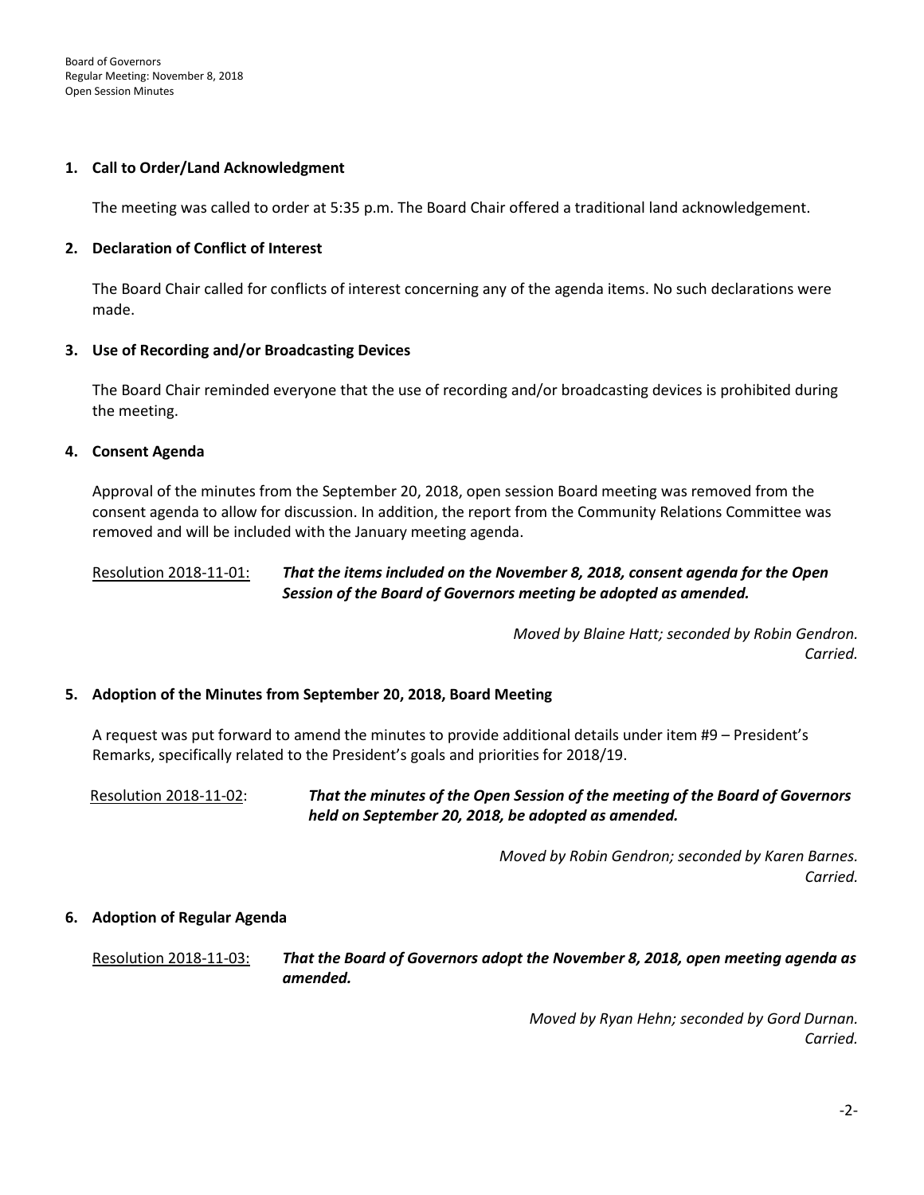## 1. Call to Order/Land Acknowledgment

The meeting was called to order at 5:35 p.m. The Board Chair offered a traditional land acknowledgement.

## 2. Declaration of Conflict of Interest

The Board Chair called for conflicts of interest concerning any of the agenda items. No such declarations were made.

## 3. Use of Recording and/or Broadcasting Devices

The Board Chair reminded everyone that the use of recording and/or broadcasting devices is prohibited during the meeting.

## 4. Consent Agenda

Approval of the minutes from the September 20, 2018, open session Board meeting was removed from the consent agenda to allow for discussion. In addition, the report from the Community Relations Committee was removed and will be included with the January meeting agenda.

Resolution 2018-11-01: ***That the items included on the November 8, 2018, consent agenda for the Open Session of the Board of Governors meeting be adopted as amended.***

*Moved by Blaine Hatt; seconded by Robin Gendron.*
*Carried.*

## 5. Adoption of the Minutes from September 20, 2018, Board Meeting

A request was put forward to amend the minutes to provide additional details under item #9 – President's Remarks, specifically related to the President's goals and priorities for 2018/19.

Resolution 2018-11-02: ***That the minutes of the Open Session of the meeting of the Board of Governors held on September 20, 2018, be adopted as amended.***

*Moved by Robin Gendron; seconded by Karen Barnes.*
*Carried.*

## 6. Adoption of Regular Agenda

Resolution 2018-11-03: ***That the Board of Governors adopt the November 8, 2018, open meeting agenda as amended.***

*Moved by Ryan Hehn; seconded by Gord Durnan.*
*Carried.*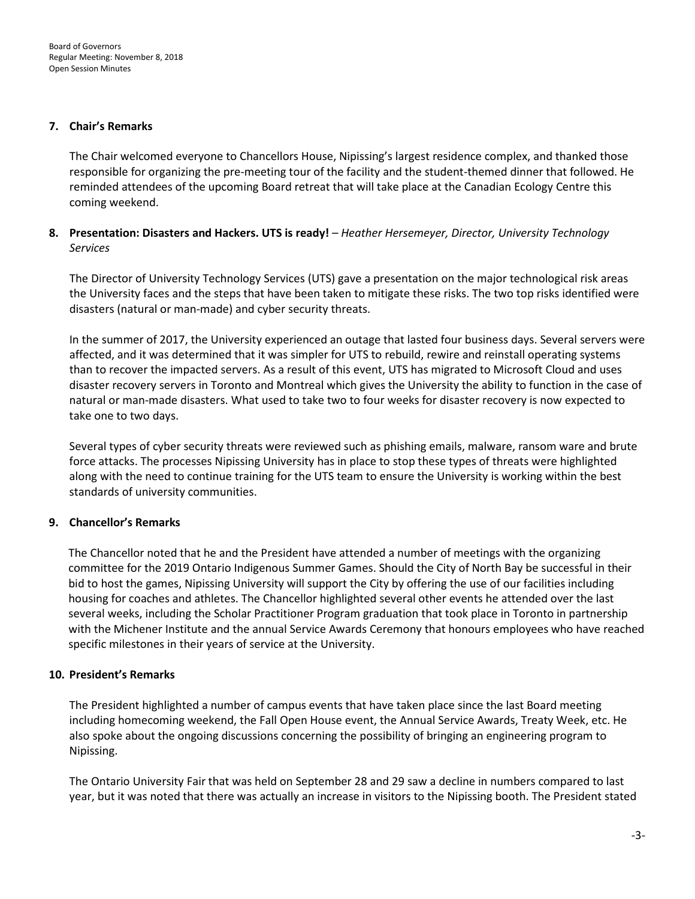**7. Chair's Remarks**

The Chair welcomed everyone to Chancellors House, Nipissing's largest residence complex, and thanked those responsible for organizing the pre-meeting tour of the facility and the student-themed dinner that followed. He reminded attendees of the upcoming Board retreat that will take place at the Canadian Ecology Centre this coming weekend.

**8. Presentation: Disasters and Hackers. UTS is ready!** – *Heather Hersemeyer, Director, University Technology Services*

The Director of University Technology Services (UTS) gave a presentation on the major technological risk areas the University faces and the steps that have been taken to mitigate these risks. The two top risks identified were disasters (natural or man-made) and cyber security threats.

In the summer of 2017, the University experienced an outage that lasted four business days. Several servers were affected, and it was determined that it was simpler for UTS to rebuild, rewire and reinstall operating systems than to recover the impacted servers. As a result of this event, UTS has migrated to Microsoft Cloud and uses disaster recovery servers in Toronto and Montreal which gives the University the ability to function in the case of natural or man-made disasters. What used to take two to four weeks for disaster recovery is now expected to take one to two days.

Several types of cyber security threats were reviewed such as phishing emails, malware, ransom ware and brute force attacks. The processes Nipissing University has in place to stop these types of threats were highlighted along with the need to continue training for the UTS team to ensure the University is working within the best standards of university communities.

**9. Chancellor's Remarks**

The Chancellor noted that he and the President have attended a number of meetings with the organizing committee for the 2019 Ontario Indigenous Summer Games. Should the City of North Bay be successful in their bid to host the games, Nipissing University will support the City by offering the use of our facilities including housing for coaches and athletes. The Chancellor highlighted several other events he attended over the last several weeks, including the Scholar Practitioner Program graduation that took place in Toronto in partnership with the Michener Institute and the annual Service Awards Ceremony that honours employees who have reached specific milestones in their years of service at the University.

**10. President's Remarks**

The President highlighted a number of campus events that have taken place since the last Board meeting including homecoming weekend, the Fall Open House event, the Annual Service Awards, Treaty Week, etc. He also spoke about the ongoing discussions concerning the possibility of bringing an engineering program to Nipissing.

The Ontario University Fair that was held on September 28 and 29 saw a decline in numbers compared to last year, but it was noted that there was actually an increase in visitors to the Nipissing booth. The President stated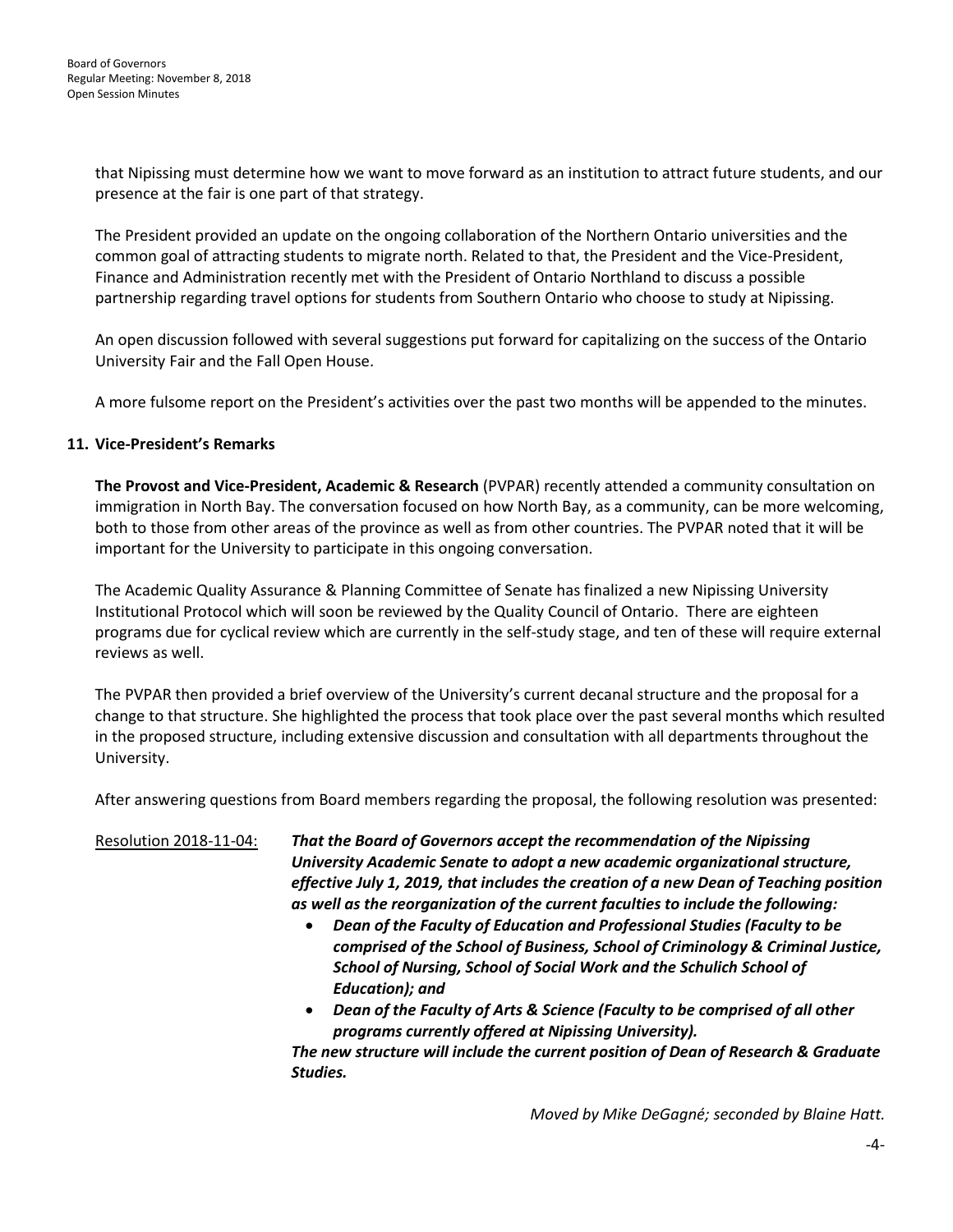that Nipissing must determine how we want to move forward as an institution to attract future students, and our presence at the fair is one part of that strategy.

The President provided an update on the ongoing collaboration of the Northern Ontario universities and the common goal of attracting students to migrate north. Related to that, the President and the Vice-President, Finance and Administration recently met with the President of Ontario Northland to discuss a possible partnership regarding travel options for students from Southern Ontario who choose to study at Nipissing.

An open discussion followed with several suggestions put forward for capitalizing on the success of the Ontario University Fair and the Fall Open House.

A more fulsome report on the President's activities over the past two months will be appended to the minutes.

## 11. Vice-President's Remarks

**The Provost and Vice-President, Academic & Research** (PVPAR) recently attended a community consultation on immigration in North Bay. The conversation focused on how North Bay, as a community, can be more welcoming, both to those from other areas of the province as well as from other countries. The PVPAR noted that it will be important for the University to participate in this ongoing conversation.

The Academic Quality Assurance & Planning Committee of Senate has finalized a new Nipissing University Institutional Protocol which will soon be reviewed by the Quality Council of Ontario. There are eighteen programs due for cyclical review which are currently in the self-study stage, and ten of these will require external reviews as well.

The PVPAR then provided a brief overview of the University's current decanal structure and the proposal for a change to that structure. She highlighted the process that took place over the past several months which resulted in the proposed structure, including extensive discussion and consultation with all departments throughout the University.

After answering questions from Board members regarding the proposal, the following resolution was presented:

Resolution 2018-11-04: ***That the Board of Governors accept the recommendation of the Nipissing University Academic Senate to adopt a new academic organizational structure, effective July 1, 2019, that includes the creation of a new Dean of Teaching position as well as the reorganization of the current faculties to include the following:***

- ***Dean of the Faculty of Education and Professional Studies (Faculty to be comprised of the School of Business, School of Criminology & Criminal Justice, School of Nursing, School of Social Work and the Schulich School of Education); and***
- ***Dean of the Faculty of Arts & Science (Faculty to be comprised of all other programs currently offered at Nipissing University).***

***The new structure will include the current position of Dean of Research & Graduate Studies.***

*Moved by Mike DeGagné; seconded by Blaine Hatt.*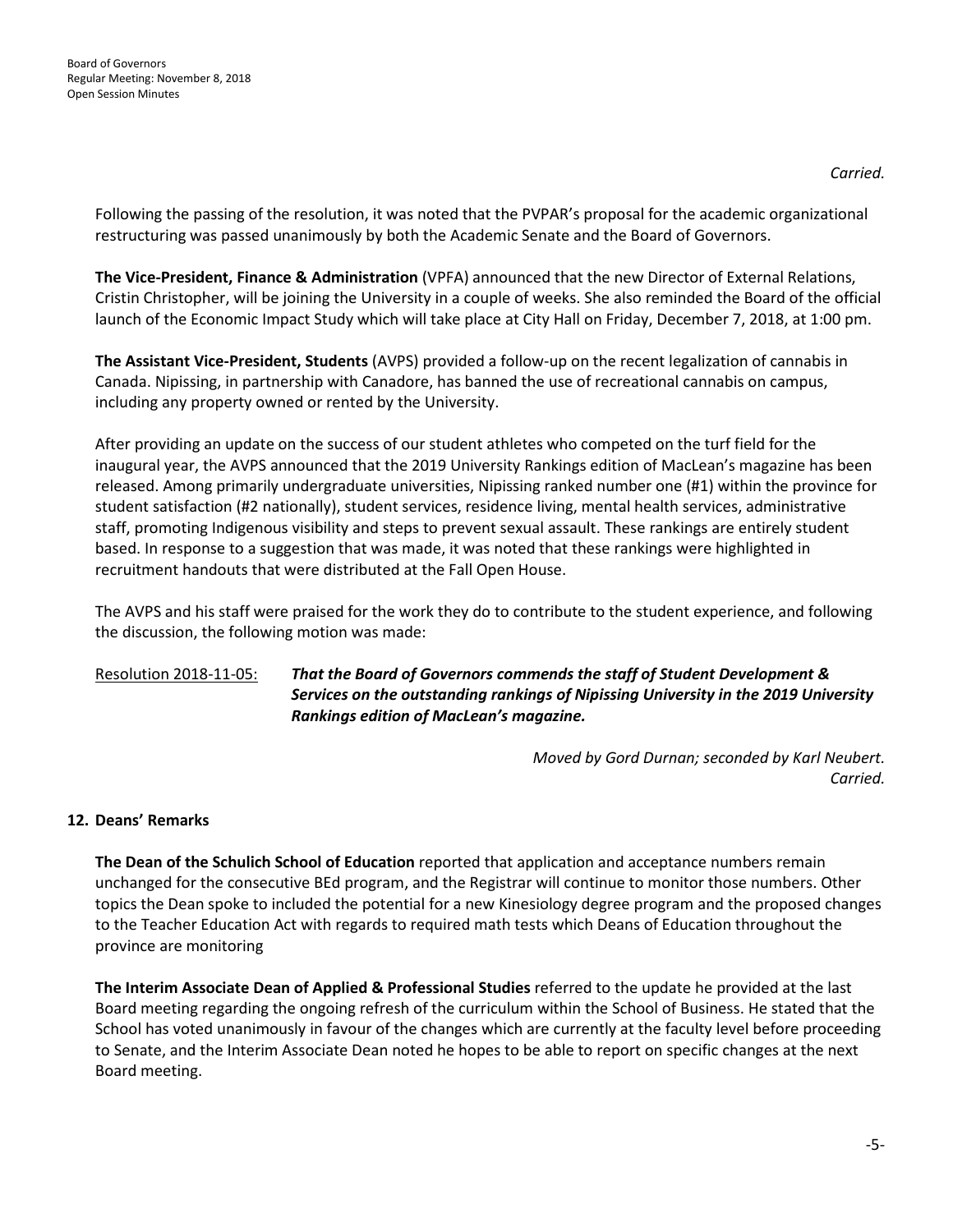*Carried.*

Following the passing of the resolution, it was noted that the PVPAR's proposal for the academic organizational restructuring was passed unanimously by both the Academic Senate and the Board of Governors.

**The Vice-President, Finance & Administration** (VPFA) announced that the new Director of External Relations, Cristin Christopher, will be joining the University in a couple of weeks. She also reminded the Board of the official launch of the Economic Impact Study which will take place at City Hall on Friday, December 7, 2018, at 1:00 pm.

**The Assistant Vice-President, Students** (AVPS) provided a follow-up on the recent legalization of cannabis in Canada. Nipissing, in partnership with Canadore, has banned the use of recreational cannabis on campus, including any property owned or rented by the University.

After providing an update on the success of our student athletes who competed on the turf field for the inaugural year, the AVPS announced that the 2019 University Rankings edition of MacLean's magazine has been released. Among primarily undergraduate universities, Nipissing ranked number one (#1) within the province for student satisfaction (#2 nationally), student services, residence living, mental health services, administrative staff, promoting Indigenous visibility and steps to prevent sexual assault. These rankings are entirely student based. In response to a suggestion that was made, it was noted that these rankings were highlighted in recruitment handouts that were distributed at the Fall Open House.

The AVPS and his staff were praised for the work they do to contribute to the student experience, and following the discussion, the following motion was made:

Resolution 2018-11-05: ***That the Board of Governors commends the staff of Student Development & Services on the outstanding rankings of Nipissing University in the 2019 University Rankings edition of MacLean's magazine.***

*Moved by Gord Durnan; seconded by Karl Neubert.*
*Carried.*

## 12. Deans' Remarks

**The Dean of the Schulich School of Education** reported that application and acceptance numbers remain unchanged for the consecutive BEd program, and the Registrar will continue to monitor those numbers. Other topics the Dean spoke to included the potential for a new Kinesiology degree program and the proposed changes to the Teacher Education Act with regards to required math tests which Deans of Education throughout the province are monitoring

**The Interim Associate Dean of Applied & Professional Studies** referred to the update he provided at the last Board meeting regarding the ongoing refresh of the curriculum within the School of Business. He stated that the School has voted unanimously in favour of the changes which are currently at the faculty level before proceeding to Senate, and the Interim Associate Dean noted he hopes to be able to report on specific changes at the next Board meeting.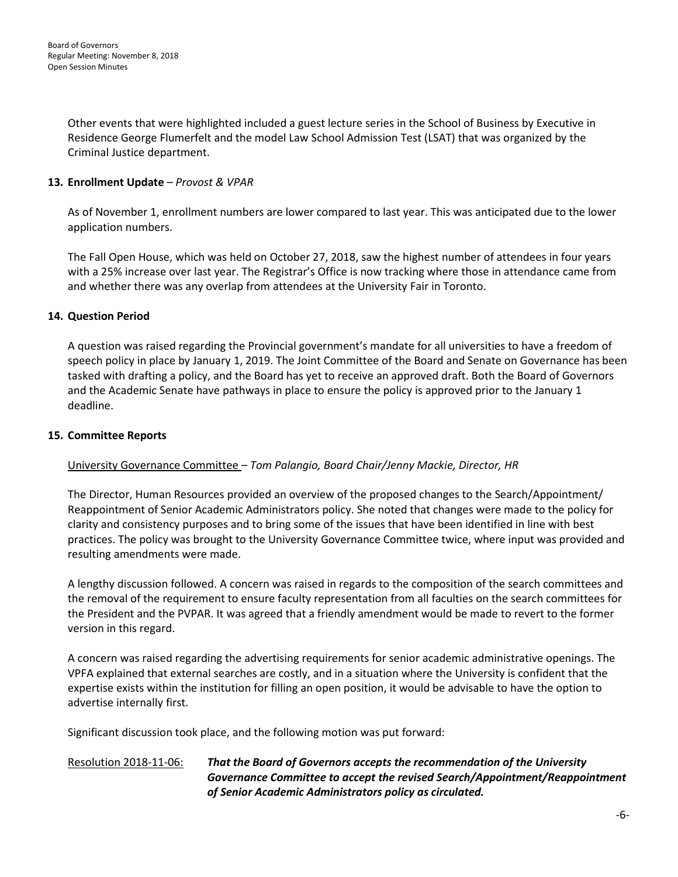Other events that were highlighted included a guest lecture series in the School of Business by Executive in Residence George Flumerfelt and the model Law School Admission Test (LSAT) that was organized by the Criminal Justice department.

**13. Enrollment Update** – *Provost & VPAR*

As of November 1, enrollment numbers are lower compared to last year. This was anticipated due to the lower application numbers.

The Fall Open House, which was held on October 27, 2018, saw the highest number of attendees in four years with a 25% increase over last year. The Registrar's Office is now tracking where those in attendance came from and whether there was any overlap from attendees at the University Fair in Toronto.

**14. Question Period**

A question was raised regarding the Provincial government's mandate for all universities to have a freedom of speech policy in place by January 1, 2019. The Joint Committee of the Board and Senate on Governance has been tasked with drafting a policy, and the Board has yet to receive an approved draft. Both the Board of Governors and the Academic Senate have pathways in place to ensure the policy is approved prior to the January 1 deadline.

**15. Committee Reports**

University Governance Committee – *Tom Palangio, Board Chair/Jenny Mackie, Director, HR*

The Director, Human Resources provided an overview of the proposed changes to the Search/Appointment/ Reappointment of Senior Academic Administrators policy. She noted that changes were made to the policy for clarity and consistency purposes and to bring some of the issues that have been identified in line with best practices. The policy was brought to the University Governance Committee twice, where input was provided and resulting amendments were made.

A lengthy discussion followed. A concern was raised in regards to the composition of the search committees and the removal of the requirement to ensure faculty representation from all faculties on the search committees for the President and the PVPAR. It was agreed that a friendly amendment would be made to revert to the former version in this regard.

A concern was raised regarding the advertising requirements for senior academic administrative openings. The VPFA explained that external searches are costly, and in a situation where the University is confident that the expertise exists within the institution for filling an open position, it would be advisable to have the option to advertise internally first.

Significant discussion took place, and the following motion was put forward:

Resolution 2018-11-06: ***That the Board of Governors accepts the recommendation of the University Governance Committee to accept the revised Search/Appointment/Reappointment of Senior Academic Administrators policy as circulated.***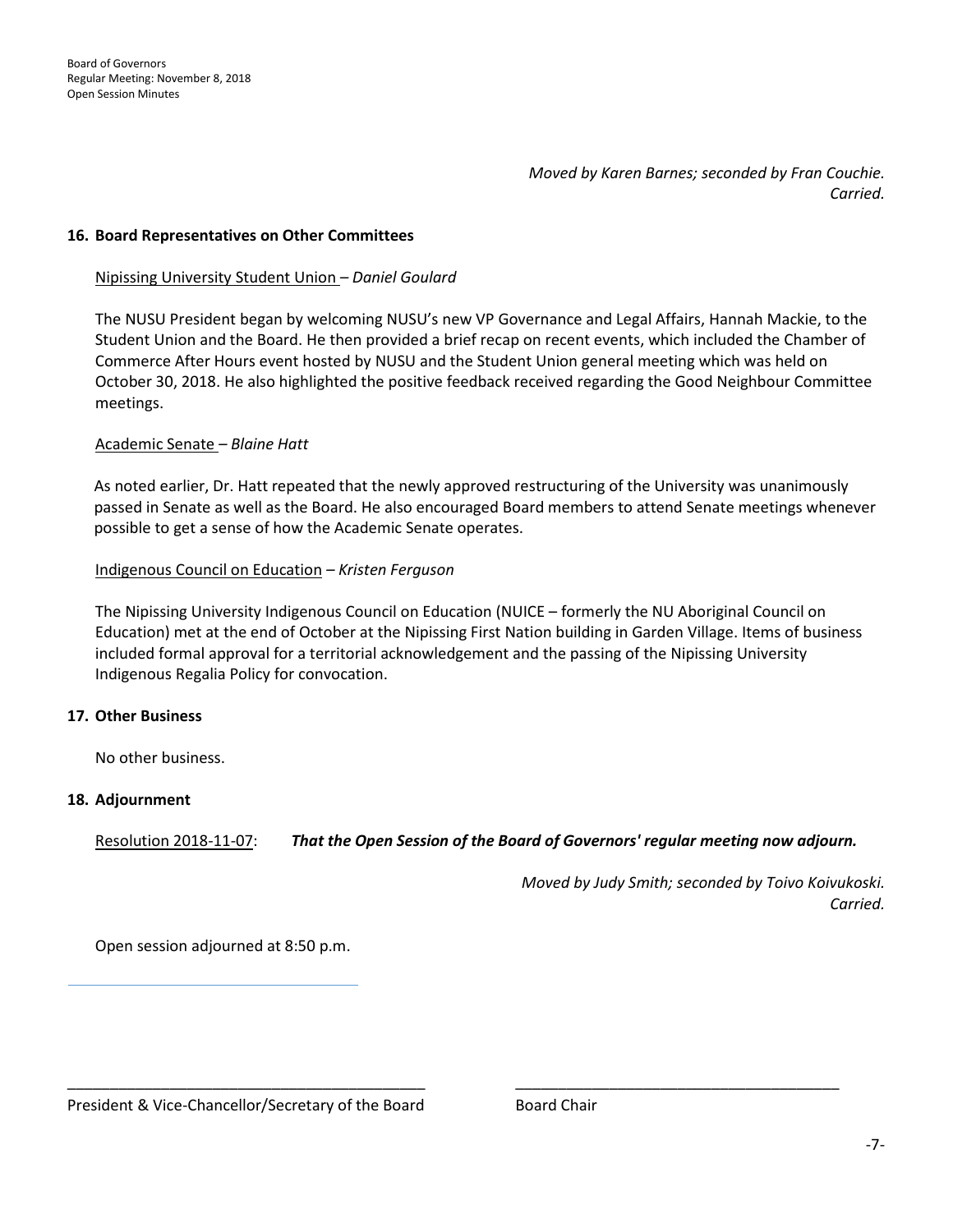*Moved by Karen Barnes; seconded by Fran Couchie.*
*Carried.*

**16. Board Representatives on Other Committees**

Nipissing University Student Union – *Daniel Goulard*

The NUSU President began by welcoming NUSU's new VP Governance and Legal Affairs, Hannah Mackie, to the Student Union and the Board. He then provided a brief recap on recent events, which included the Chamber of Commerce After Hours event hosted by NUSU and the Student Union general meeting which was held on October 30, 2018. He also highlighted the positive feedback received regarding the Good Neighbour Committee meetings.

Academic Senate – *Blaine Hatt*

As noted earlier, Dr. Hatt repeated that the newly approved restructuring of the University was unanimously passed in Senate as well as the Board. He also encouraged Board members to attend Senate meetings whenever possible to get a sense of how the Academic Senate operates.

Indigenous Council on Education – *Kristen Ferguson*

The Nipissing University Indigenous Council on Education (NUICE – formerly the NU Aboriginal Council on Education) met at the end of October at the Nipissing First Nation building in Garden Village. Items of business included formal approval for a territorial acknowledgement and the passing of the Nipissing University Indigenous Regalia Policy for convocation.

**17. Other Business**

No other business.

**18. Adjournment**

Resolution 2018-11-07: ***That the Open Session of the Board of Governors' regular meeting now adjourn.***

*Moved by Judy Smith; seconded by Toivo Koivukoski.*
*Carried.*

Open session adjourned at 8:50 p.m.

\_\_\_\_\_\_\_\_\_\_\_\_\_\_\_\_\_\_\_\_\_\_\_\_\_\_\_\_\_\_\_\_\_\_\_\_\_\_\_\_\_\_
President & Vice-Chancellor/Secretary of the Board

\_\_\_\_\_\_\_\_\_\_\_\_\_\_\_\_\_\_\_\_\_\_\_\_\_\_\_\_\_\_\_\_\_\_\_\_\_\_\_\_\_\_
Board Chair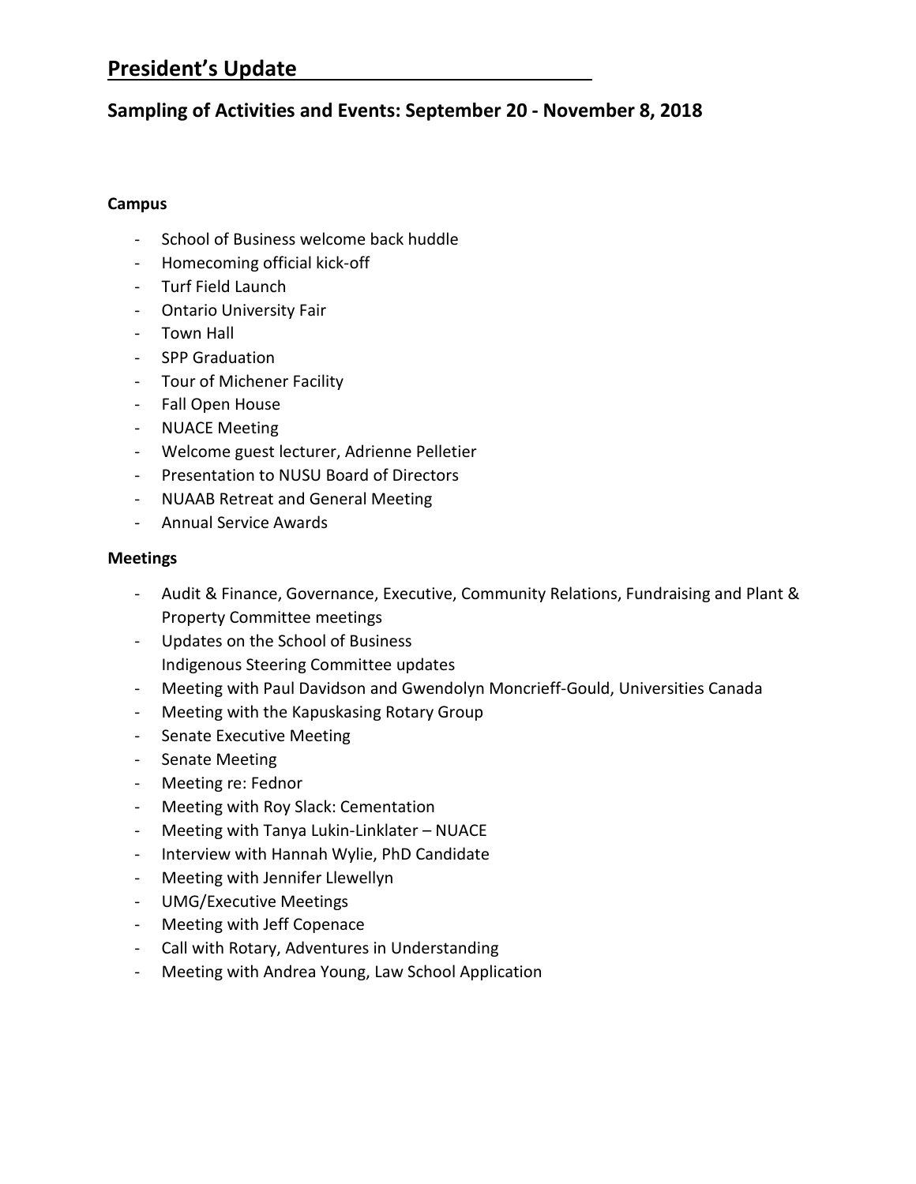# President's Update

## Sampling of Activities and Events: September 20 - November 8, 2018

**Campus**

- School of Business welcome back huddle
- Homecoming official kick-off
- Turf Field Launch
- Ontario University Fair
- Town Hall
- SPP Graduation
- Tour of Michener Facility
- Fall Open House
- NUACE Meeting
- Welcome guest lecturer, Adrienne Pelletier
- Presentation to NUSU Board of Directors
- NUAAB Retreat and General Meeting
- Annual Service Awards

**Meetings**

- Audit & Finance, Governance, Executive, Community Relations, Fundraising and Plant & Property Committee meetings
- Updates on the School of Business
  Indigenous Steering Committee updates
- Meeting with Paul Davidson and Gwendolyn Moncrieff-Gould, Universities Canada
- Meeting with the Kapuskasing Rotary Group
- Senate Executive Meeting
- Senate Meeting
- Meeting re: Fednor
- Meeting with Roy Slack: Cementation
- Meeting with Tanya Lukin-Linklater – NUACE
- Interview with Hannah Wylie, PhD Candidate
- Meeting with Jennifer Llewellyn
- UMG/Executive Meetings
- Meeting with Jeff Copenace
- Call with Rotary, Adventures in Understanding
- Meeting with Andrea Young, Law School Application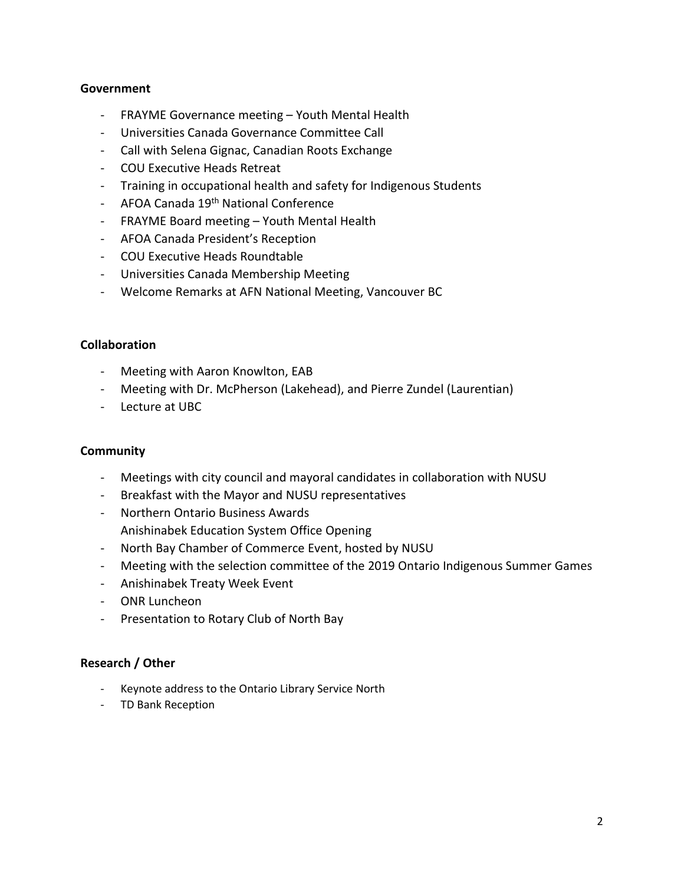**Government**

- FRAYME Governance meeting – Youth Mental Health
- Universities Canada Governance Committee Call
- Call with Selena Gignac, Canadian Roots Exchange
- COU Executive Heads Retreat
- Training in occupational health and safety for Indigenous Students
- AFOA Canada 19th National Conference
- FRAYME Board meeting – Youth Mental Health
- AFOA Canada President's Reception
- COU Executive Heads Roundtable
- Universities Canada Membership Meeting
- Welcome Remarks at AFN National Meeting, Vancouver BC

**Collaboration**

- Meeting with Aaron Knowlton, EAB
- Meeting with Dr. McPherson (Lakehead), and Pierre Zundel (Laurentian)
- Lecture at UBC

**Community**

- Meetings with city council and mayoral candidates in collaboration with NUSU
- Breakfast with the Mayor and NUSU representatives
- Northern Ontario Business Awards
  Anishinabek Education System Office Opening
- North Bay Chamber of Commerce Event, hosted by NUSU
- Meeting with the selection committee of the 2019 Ontario Indigenous Summer Games
- Anishinabek Treaty Week Event
- ONR Luncheon
- Presentation to Rotary Club of North Bay

**Research / Other**

- Keynote address to the Ontario Library Service North
- TD Bank Reception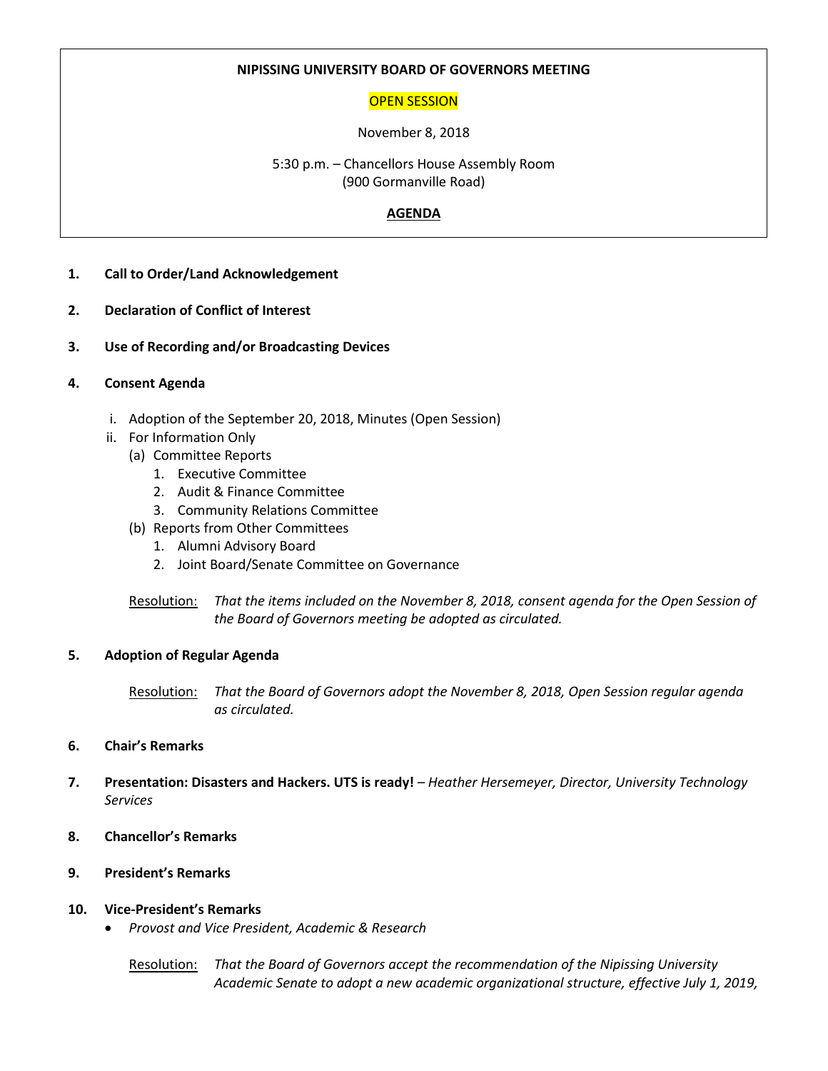**NIPISSING UNIVERSITY BOARD OF GOVERNORS MEETING**

OPEN SESSION

November 8, 2018

5:30 p.m. – Chancellors House Assembly Room
(900 Gormanville Road)

**AGENDA**

**1. Call to Order/Land Acknowledgement**

**2. Declaration of Conflict of Interest**

**3. Use of Recording and/or Broadcasting Devices**

**4. Consent Agenda**

i. Adoption of the September 20, 2018, Minutes (Open Session)
ii. For Information Only
   (a) Committee Reports
      1. Executive Committee
      2. Audit & Finance Committee
      3. Community Relations Committee
   (b) Reports from Other Committees
      1. Alumni Advisory Board
      2. Joint Board/Senate Committee on Governance

Resolution: *That the items included on the November 8, 2018, consent agenda for the Open Session of the Board of Governors meeting be adopted as circulated.*

**5. Adoption of Regular Agenda**

Resolution: *That the Board of Governors adopt the November 8, 2018, Open Session regular agenda as circulated.*

**6. Chair's Remarks**

**7. Presentation: Disasters and Hackers. UTS is ready!** – *Heather Hersemeyer, Director, University Technology Services*

**8. Chancellor's Remarks**

**9. President's Remarks**

**10. Vice-President's Remarks**

- *Provost and Vice President, Academic & Research*

Resolution: *That the Board of Governors accept the recommendation of the Nipissing University Academic Senate to adopt a new academic organizational structure, effective July 1, 2019,*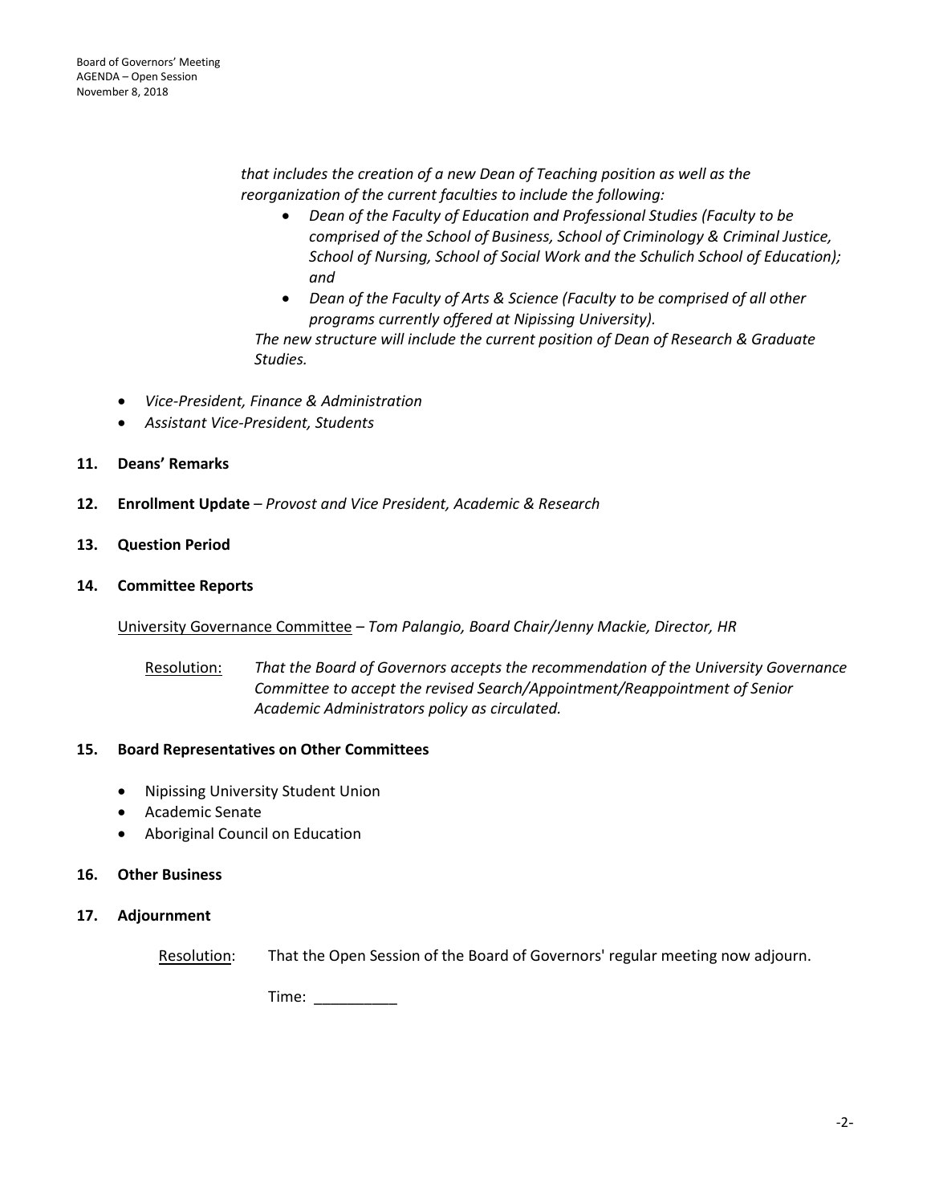*that includes the creation of a new Dean of Teaching position as well as the reorganization of the current faculties to include the following:*

- *Dean of the Faculty of Education and Professional Studies (Faculty to be comprised of the School of Business, School of Criminology & Criminal Justice, School of Nursing, School of Social Work and the Schulich School of Education); and*
- *Dean of the Faculty of Arts & Science (Faculty to be comprised of all other programs currently offered at Nipissing University).*

*The new structure will include the current position of Dean of Research & Graduate Studies.*

- *Vice-President, Finance & Administration*
- *Assistant Vice-President, Students*

**11. Deans' Remarks**

**12. Enrollment Update** – *Provost and Vice President, Academic & Research*

**13. Question Period**

**14. Committee Reports**

University Governance Committee – *Tom Palangio, Board Chair/Jenny Mackie, Director, HR*

Resolution: *That the Board of Governors accepts the recommendation of the University Governance Committee to accept the revised Search/Appointment/Reappointment of Senior Academic Administrators policy as circulated.*

**15. Board Representatives on Other Committees**

- Nipissing University Student Union
- Academic Senate
- Aboriginal Council on Education

**16. Other Business**

**17. Adjournment**

Resolution: That the Open Session of the Board of Governors' regular meeting now adjourn.

Time: __________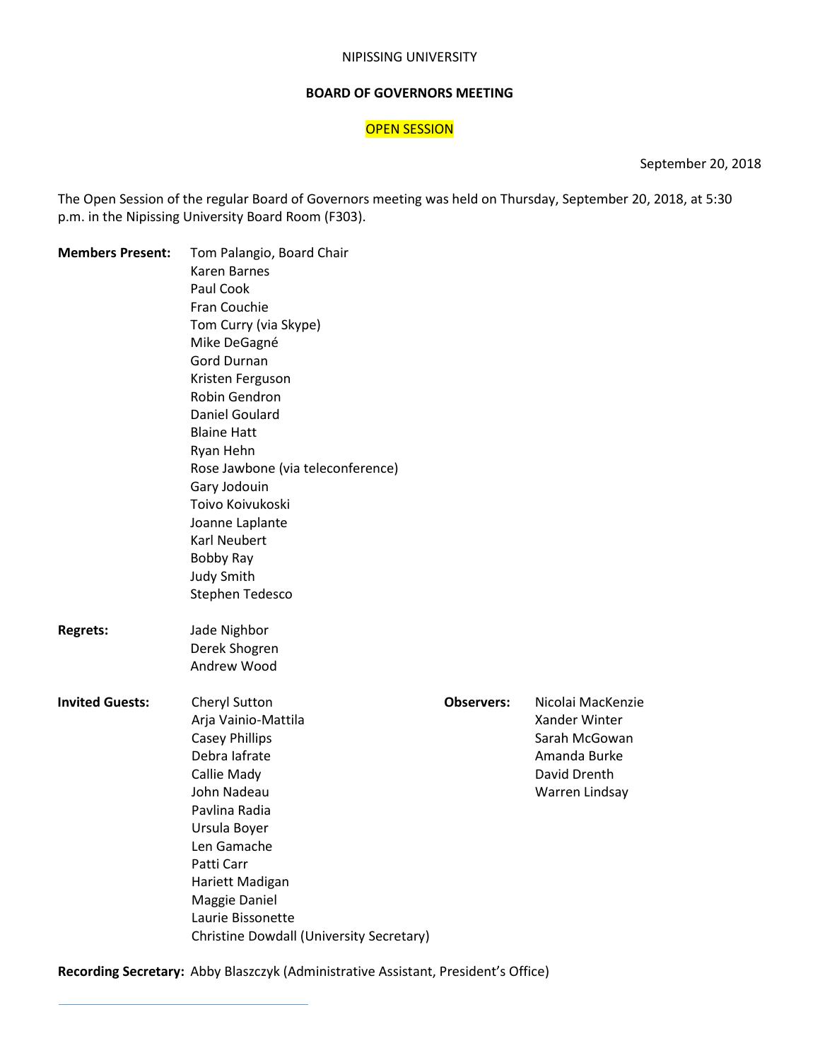NIPISSING UNIVERSITY

**BOARD OF GOVERNORS MEETING**

OPEN SESSION

September 20, 2018

The Open Session of the regular Board of Governors meeting was held on Thursday, September 20, 2018, at 5:30 p.m. in the Nipissing University Board Room (F303).

**Members Present:**
Tom Palangio, Board Chair
Karen Barnes
Paul Cook
Fran Couchie
Tom Curry (via Skype)
Mike DeGagné
Gord Durnan
Kristen Ferguson
Robin Gendron
Daniel Goulard
Blaine Hatt
Ryan Hehn
Rose Jawbone (via teleconference)
Gary Jodouin
Toivo Koivukoski
Joanne Laplante
Karl Neubert
Bobby Ray
Judy Smith
Stephen Tedesco

**Regrets:**
Jade Nighbor
Derek Shogren
Andrew Wood

**Invited Guests:**
Cheryl Sutton
Arja Vainio-Mattila
Casey Phillips
Debra Iafrate
Callie Mady
John Nadeau
Pavlina Radia
Ursula Boyer
Len Gamache
Patti Carr
Hariett Madigan
Maggie Daniel
Laurie Bissonette
Christine Dowdall (University Secretary)

**Observers:**
Nicolai MacKenzie
Xander Winter
Sarah McGowan
Amanda Burke
David Drenth
Warren Lindsay

**Recording Secretary:** Abby Blaszczyk (Administrative Assistant, President's Office)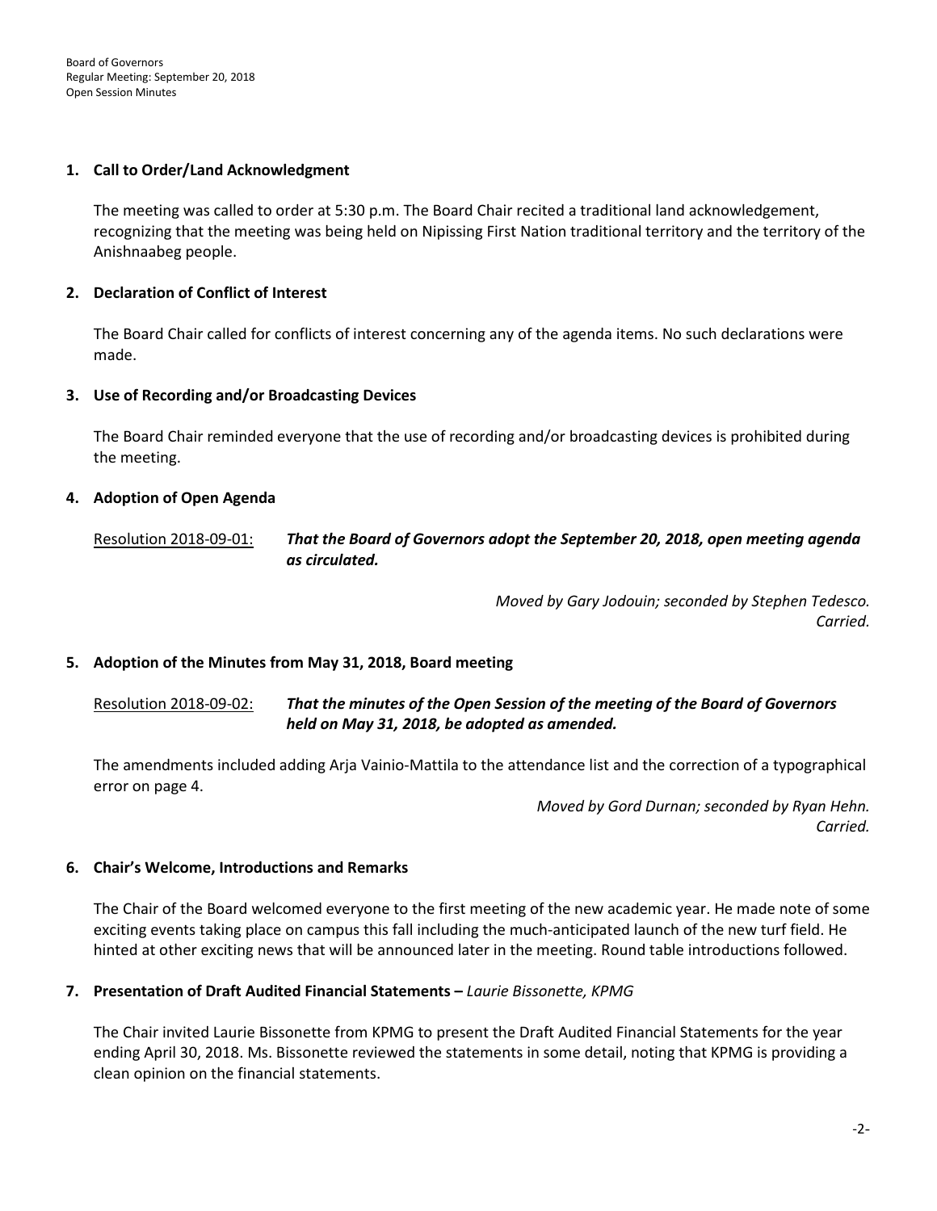## 1. Call to Order/Land Acknowledgment

The meeting was called to order at 5:30 p.m. The Board Chair recited a traditional land acknowledgement, recognizing that the meeting was being held on Nipissing First Nation traditional territory and the territory of the Anishnaabeg people.

## 2. Declaration of Conflict of Interest

The Board Chair called for conflicts of interest concerning any of the agenda items. No such declarations were made.

## 3. Use of Recording and/or Broadcasting Devices

The Board Chair reminded everyone that the use of recording and/or broadcasting devices is prohibited during the meeting.

## 4. Adoption of Open Agenda

Resolution 2018-09-01: ***That the Board of Governors adopt the September 20, 2018, open meeting agenda as circulated.***

*Moved by Gary Jodouin; seconded by Stephen Tedesco.*
*Carried.*

## 5. Adoption of the Minutes from May 31, 2018, Board meeting

Resolution 2018-09-02: ***That the minutes of the Open Session of the meeting of the Board of Governors held on May 31, 2018, be adopted as amended.***

The amendments included adding Arja Vainio-Mattila to the attendance list and the correction of a typographical error on page 4.

*Moved by Gord Durnan; seconded by Ryan Hehn.*
*Carried.*

## 6. Chair's Welcome, Introductions and Remarks

The Chair of the Board welcomed everyone to the first meeting of the new academic year. He made note of some exciting events taking place on campus this fall including the much-anticipated launch of the new turf field. He hinted at other exciting news that will be announced later in the meeting. Round table introductions followed.

## 7. Presentation of Draft Audited Financial Statements – *Laurie Bissonette, KPMG*

The Chair invited Laurie Bissonette from KPMG to present the Draft Audited Financial Statements for the year ending April 30, 2018. Ms. Bissonette reviewed the statements in some detail, noting that KPMG is providing a clean opinion on the financial statements.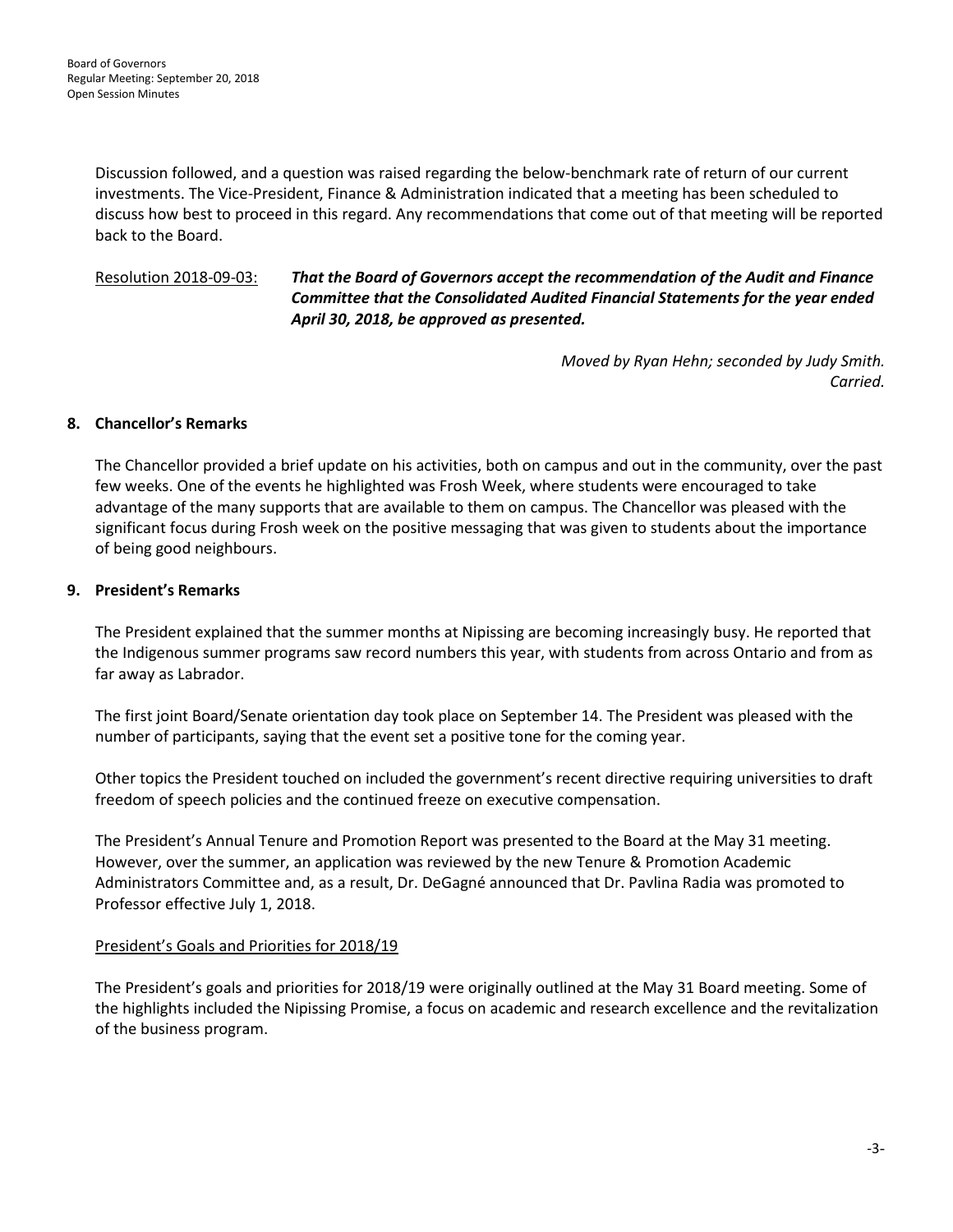Discussion followed, and a question was raised regarding the below-benchmark rate of return of our current investments. The Vice-President, Finance & Administration indicated that a meeting has been scheduled to discuss how best to proceed in this regard. Any recommendations that come out of that meeting will be reported back to the Board.

Resolution 2018-09-03: ***That the Board of Governors accept the recommendation of the Audit and Finance Committee that the Consolidated Audited Financial Statements for the year ended April 30, 2018, be approved as presented.***

*Moved by Ryan Hehn; seconded by Judy Smith.*
*Carried.*

**8. Chancellor's Remarks**

The Chancellor provided a brief update on his activities, both on campus and out in the community, over the past few weeks. One of the events he highlighted was Frosh Week, where students were encouraged to take advantage of the many supports that are available to them on campus. The Chancellor was pleased with the significant focus during Frosh week on the positive messaging that was given to students about the importance of being good neighbours.

**9. President's Remarks**

The President explained that the summer months at Nipissing are becoming increasingly busy. He reported that the Indigenous summer programs saw record numbers this year, with students from across Ontario and from as far away as Labrador.

The first joint Board/Senate orientation day took place on September 14. The President was pleased with the number of participants, saying that the event set a positive tone for the coming year.

Other topics the President touched on included the government's recent directive requiring universities to draft freedom of speech policies and the continued freeze on executive compensation.

The President's Annual Tenure and Promotion Report was presented to the Board at the May 31 meeting. However, over the summer, an application was reviewed by the new Tenure & Promotion Academic Administrators Committee and, as a result, Dr. DeGagné announced that Dr. Pavlina Radia was promoted to Professor effective July 1, 2018.

President's Goals and Priorities for 2018/19

The President's goals and priorities for 2018/19 were originally outlined at the May 31 Board meeting. Some of the highlights included the Nipissing Promise, a focus on academic and research excellence and the revitalization of the business program.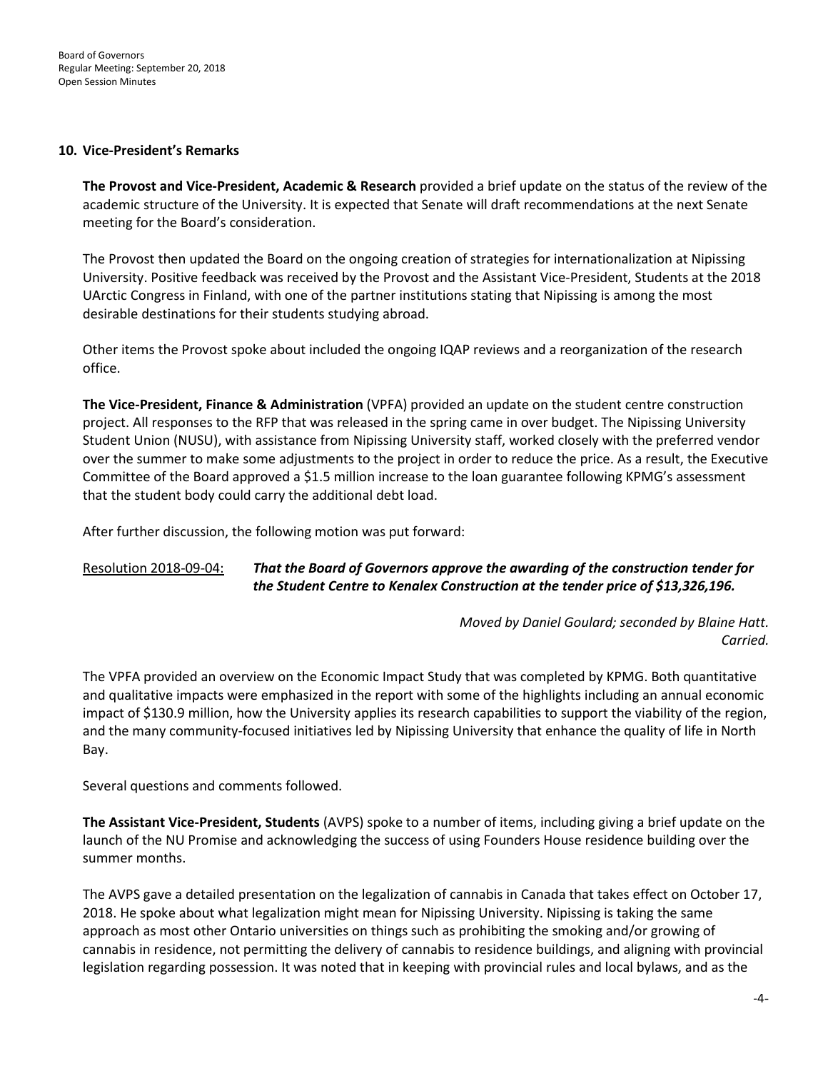## 10. Vice-President's Remarks

**The Provost and Vice-President, Academic & Research** provided a brief update on the status of the review of the academic structure of the University. It is expected that Senate will draft recommendations at the next Senate meeting for the Board's consideration.

The Provost then updated the Board on the ongoing creation of strategies for internationalization at Nipissing University. Positive feedback was received by the Provost and the Assistant Vice-President, Students at the 2018 UArctic Congress in Finland, with one of the partner institutions stating that Nipissing is among the most desirable destinations for their students studying abroad.

Other items the Provost spoke about included the ongoing IQAP reviews and a reorganization of the research office.

**The Vice-President, Finance & Administration** (VPFA) provided an update on the student centre construction project. All responses to the RFP that was released in the spring came in over budget. The Nipissing University Student Union (NUSU), with assistance from Nipissing University staff, worked closely with the preferred vendor over the summer to make some adjustments to the project in order to reduce the price. As a result, the Executive Committee of the Board approved a $1.5 million increase to the loan guarantee following KPMG's assessment that the student body could carry the additional debt load.

After further discussion, the following motion was put forward:

Resolution 2018-09-04: ***That the Board of Governors approve the awarding of the construction tender for the Student Centre to Kenalex Construction at the tender price of $13,326,196.***

*Moved by Daniel Goulard; seconded by Blaine Hatt.*
*Carried.*

The VPFA provided an overview on the Economic Impact Study that was completed by KPMG. Both quantitative and qualitative impacts were emphasized in the report with some of the highlights including an annual economic impact of $130.9 million, how the University applies its research capabilities to support the viability of the region, and the many community-focused initiatives led by Nipissing University that enhance the quality of life in North Bay.

Several questions and comments followed.

**The Assistant Vice-President, Students** (AVPS) spoke to a number of items, including giving a brief update on the launch of the NU Promise and acknowledging the success of using Founders House residence building over the summer months.

The AVPS gave a detailed presentation on the legalization of cannabis in Canada that takes effect on October 17, 2018. He spoke about what legalization might mean for Nipissing University. Nipissing is taking the same approach as most other Ontario universities on things such as prohibiting the smoking and/or growing of cannabis in residence, not permitting the delivery of cannabis to residence buildings, and aligning with provincial legislation regarding possession. It was noted that in keeping with provincial rules and local bylaws, and as the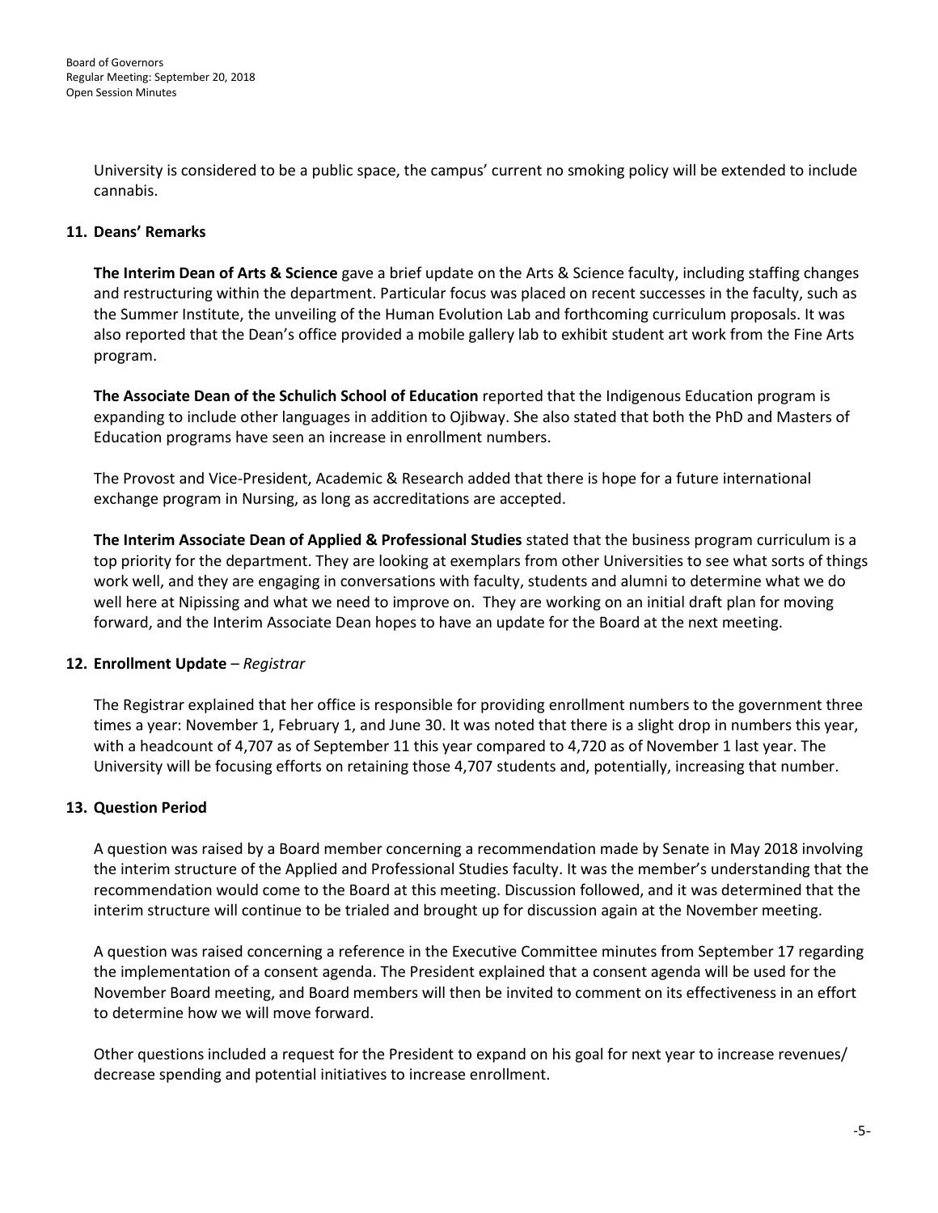University is considered to be a public space, the campus' current no smoking policy will be extended to include cannabis.

## 11. Deans' Remarks

**The Interim Dean of Arts & Science** gave a brief update on the Arts & Science faculty, including staffing changes and restructuring within the department. Particular focus was placed on recent successes in the faculty, such as the Summer Institute, the unveiling of the Human Evolution Lab and forthcoming curriculum proposals. It was also reported that the Dean's office provided a mobile gallery lab to exhibit student art work from the Fine Arts program.

**The Associate Dean of the Schulich School of Education** reported that the Indigenous Education program is expanding to include other languages in addition to Ojibway. She also stated that both the PhD and Masters of Education programs have seen an increase in enrollment numbers.

The Provost and Vice-President, Academic & Research added that there is hope for a future international exchange program in Nursing, as long as accreditations are accepted.

**The Interim Associate Dean of Applied & Professional Studies** stated that the business program curriculum is a top priority for the department. They are looking at exemplars from other Universities to see what sorts of things work well, and they are engaging in conversations with faculty, students and alumni to determine what we do well here at Nipissing and what we need to improve on. They are working on an initial draft plan for moving forward, and the Interim Associate Dean hopes to have an update for the Board at the next meeting.

## 12. Enrollment Update – *Registrar*

The Registrar explained that her office is responsible for providing enrollment numbers to the government three times a year: November 1, February 1, and June 30. It was noted that there is a slight drop in numbers this year, with a headcount of 4,707 as of September 11 this year compared to 4,720 as of November 1 last year. The University will be focusing efforts on retaining those 4,707 students and, potentially, increasing that number.

## 13. Question Period

A question was raised by a Board member concerning a recommendation made by Senate in May 2018 involving the interim structure of the Applied and Professional Studies faculty. It was the member's understanding that the recommendation would come to the Board at this meeting. Discussion followed, and it was determined that the interim structure will continue to be trialed and brought up for discussion again at the November meeting.

A question was raised concerning a reference in the Executive Committee minutes from September 17 regarding the implementation of a consent agenda. The President explained that a consent agenda will be used for the November Board meeting, and Board members will then be invited to comment on its effectiveness in an effort to determine how we will move forward.

Other questions included a request for the President to expand on his goal for next year to increase revenues/ decrease spending and potential initiatives to increase enrollment.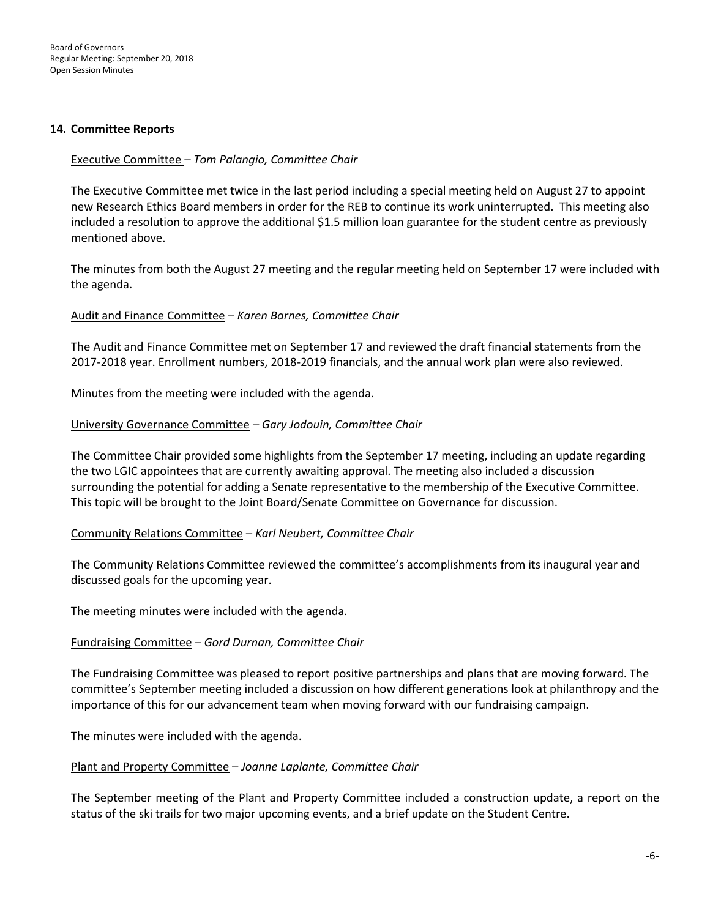## 14. Committee Reports

Executive Committee – *Tom Palangio, Committee Chair*

The Executive Committee met twice in the last period including a special meeting held on August 27 to appoint new Research Ethics Board members in order for the REB to continue its work uninterrupted. This meeting also included a resolution to approve the additional $1.5 million loan guarantee for the student centre as previously mentioned above.

The minutes from both the August 27 meeting and the regular meeting held on September 17 were included with the agenda.

Audit and Finance Committee – *Karen Barnes, Committee Chair*

The Audit and Finance Committee met on September 17 and reviewed the draft financial statements from the 2017-2018 year. Enrollment numbers, 2018-2019 financials, and the annual work plan were also reviewed.

Minutes from the meeting were included with the agenda.

University Governance Committee – *Gary Jodouin, Committee Chair*

The Committee Chair provided some highlights from the September 17 meeting, including an update regarding the two LGIC appointees that are currently awaiting approval. The meeting also included a discussion surrounding the potential for adding a Senate representative to the membership of the Executive Committee. This topic will be brought to the Joint Board/Senate Committee on Governance for discussion.

Community Relations Committee – *Karl Neubert, Committee Chair*

The Community Relations Committee reviewed the committee's accomplishments from its inaugural year and discussed goals for the upcoming year.

The meeting minutes were included with the agenda.

Fundraising Committee – *Gord Durnan, Committee Chair*

The Fundraising Committee was pleased to report positive partnerships and plans that are moving forward. The committee's September meeting included a discussion on how different generations look at philanthropy and the importance of this for our advancement team when moving forward with our fundraising campaign.

The minutes were included with the agenda.

Plant and Property Committee – *Joanne Laplante, Committee Chair*

The September meeting of the Plant and Property Committee included a construction update, a report on the status of the ski trails for two major upcoming events, and a brief update on the Student Centre.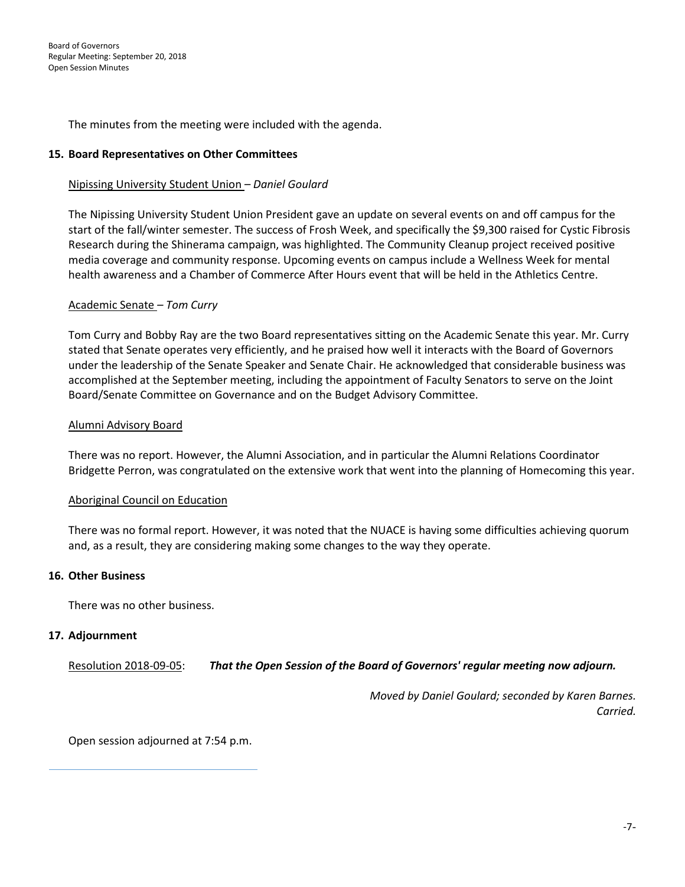The minutes from the meeting were included with the agenda.

**15. Board Representatives on Other Committees**

Nipissing University Student Union – *Daniel Goulard*

The Nipissing University Student Union President gave an update on several events on and off campus for the start of the fall/winter semester. The success of Frosh Week, and specifically the $9,300 raised for Cystic Fibrosis Research during the Shinerama campaign, was highlighted. The Community Cleanup project received positive media coverage and community response. Upcoming events on campus include a Wellness Week for mental health awareness and a Chamber of Commerce After Hours event that will be held in the Athletics Centre.

Academic Senate – *Tom Curry*

Tom Curry and Bobby Ray are the two Board representatives sitting on the Academic Senate this year. Mr. Curry stated that Senate operates very efficiently, and he praised how well it interacts with the Board of Governors under the leadership of the Senate Speaker and Senate Chair. He acknowledged that considerable business was accomplished at the September meeting, including the appointment of Faculty Senators to serve on the Joint Board/Senate Committee on Governance and on the Budget Advisory Committee.

Alumni Advisory Board

There was no report. However, the Alumni Association, and in particular the Alumni Relations Coordinator Bridgette Perron, was congratulated on the extensive work that went into the planning of Homecoming this year.

Aboriginal Council on Education

There was no formal report. However, it was noted that the NUACE is having some difficulties achieving quorum and, as a result, they are considering making some changes to the way they operate.

**16. Other Business**

There was no other business.

**17. Adjournment**

Resolution 2018-09-05: ***That the Open Session of the Board of Governors' regular meeting now adjourn.***

*Moved by Daniel Goulard; seconded by Karen Barnes.*
*Carried.*

Open session adjourned at 7:54 p.m.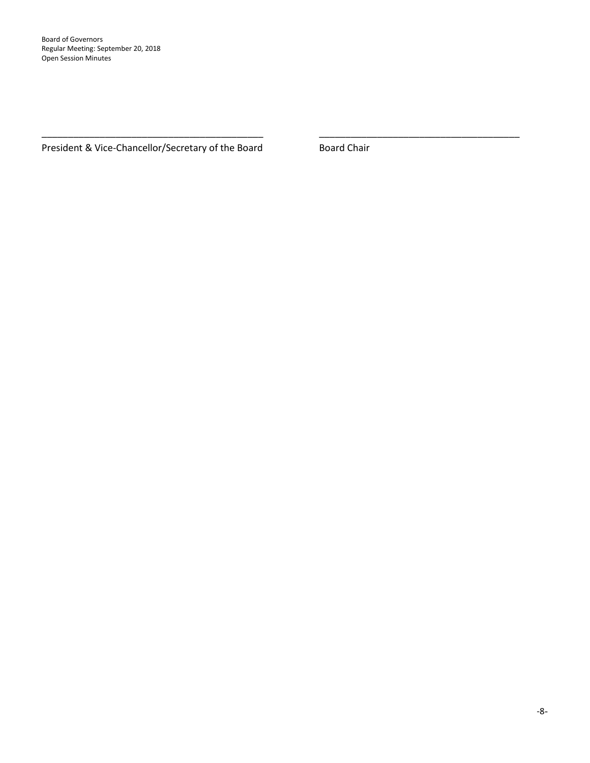_____________________________________________ | _____________________________________________
President & Vice-Chancellor/Secretary of the Board | Board Chair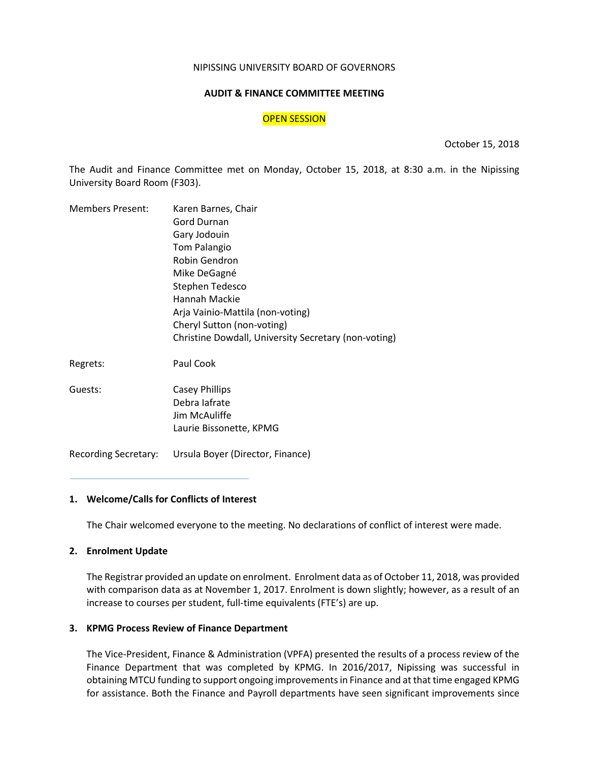NIPISSING UNIVERSITY BOARD OF GOVERNORS

**AUDIT & FINANCE COMMITTEE MEETING**

OPEN SESSION

October 15, 2018

The Audit and Finance Committee met on Monday, October 15, 2018, at 8:30 a.m. in the Nipissing University Board Room (F303).

| | |
|---|---|
| Members Present: | Karen Barnes, Chair |
| | Gord Durnan |
| | Gary Jodouin |
| | Tom Palangio |
| | Robin Gendron |
| | Mike DeGagné |
| | Stephen Tedesco |
| | Hannah Mackie |
| | Arja Vainio-Mattila (non-voting) |
| | Cheryl Sutton (non-voting) |
| | Christine Dowdall, University Secretary (non-voting) |
| Regrets: | Paul Cook |
| Guests: | Casey Phillips |
| | Debra Iafrate |
| | Jim McAuliffe |
| | Laurie Bissonette, KPMG |
| Recording Secretary: | Ursula Boyer (Director, Finance) |

---

**1. Welcome/Calls for Conflicts of Interest**

The Chair welcomed everyone to the meeting. No declarations of conflict of interest were made.

**2. Enrolment Update**

The Registrar provided an update on enrolment. Enrolment data as of October 11, 2018, was provided with comparison data as at November 1, 2017. Enrolment is down slightly; however, as a result of an increase to courses per student, full-time equivalents (FTE's) are up.

**3. KPMG Process Review of Finance Department**

The Vice-President, Finance & Administration (VPFA) presented the results of a process review of the Finance Department that was completed by KPMG. In 2016/2017, Nipissing was successful in obtaining MTCU funding to support ongoing improvements in Finance and at that time engaged KPMG for assistance. Both the Finance and Payroll departments have seen significant improvements since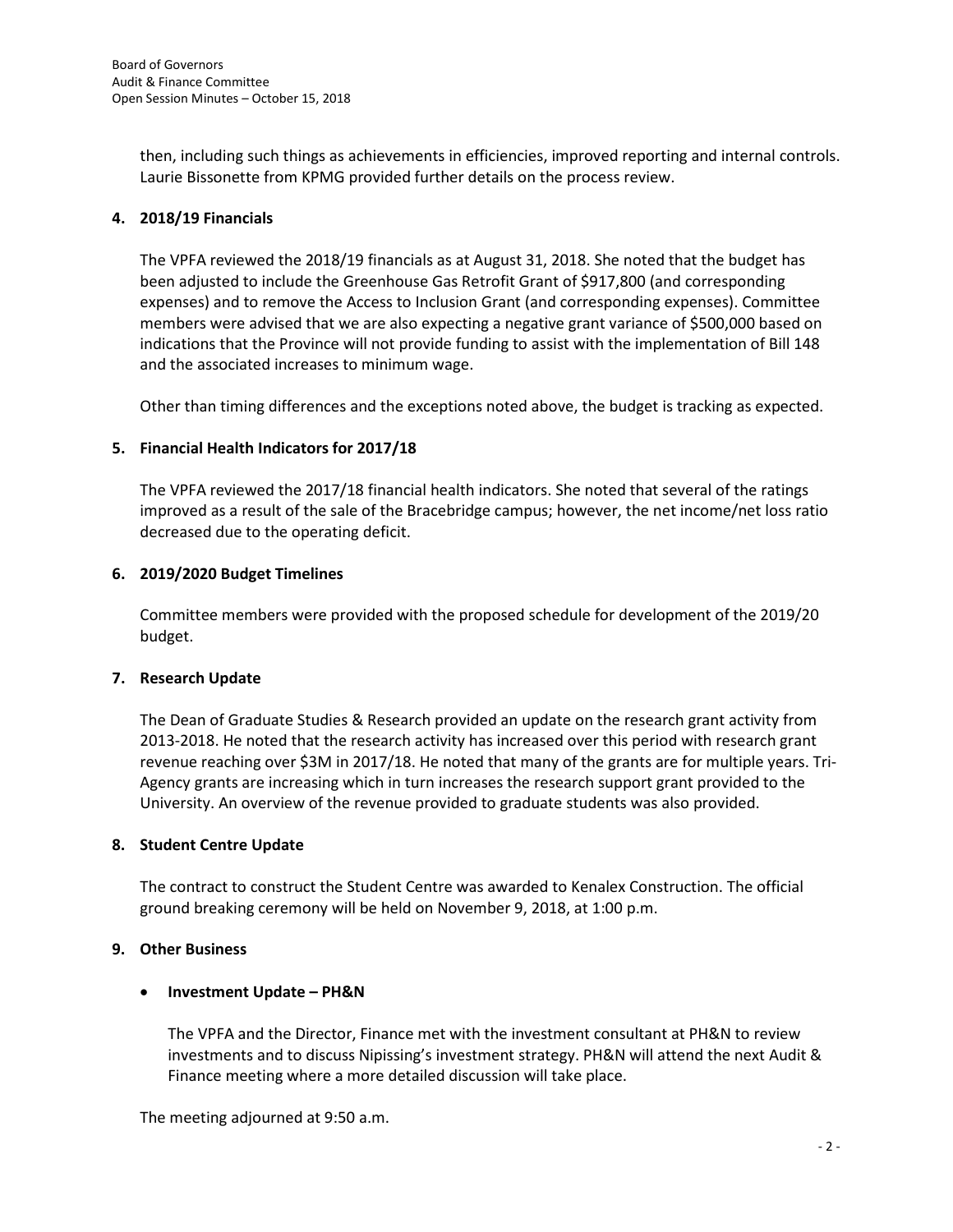then, including such things as achievements in efficiencies, improved reporting and internal controls. Laurie Bissonette from KPMG provided further details on the process review.

**4. 2018/19 Financials**

The VPFA reviewed the 2018/19 financials as at August 31, 2018. She noted that the budget has been adjusted to include the Greenhouse Gas Retrofit Grant of $917,800 (and corresponding expenses) and to remove the Access to Inclusion Grant (and corresponding expenses). Committee members were advised that we are also expecting a negative grant variance of $500,000 based on indications that the Province will not provide funding to assist with the implementation of Bill 148 and the associated increases to minimum wage.

Other than timing differences and the exceptions noted above, the budget is tracking as expected.

**5. Financial Health Indicators for 2017/18**

The VPFA reviewed the 2017/18 financial health indicators. She noted that several of the ratings improved as a result of the sale of the Bracebridge campus; however, the net income/net loss ratio decreased due to the operating deficit.

**6. 2019/2020 Budget Timelines**

Committee members were provided with the proposed schedule for development of the 2019/20 budget.

**7. Research Update**

The Dean of Graduate Studies & Research provided an update on the research grant activity from 2013-2018. He noted that the research activity has increased over this period with research grant revenue reaching over $3M in 2017/18. He noted that many of the grants are for multiple years. Tri-Agency grants are increasing which in turn increases the research support grant provided to the University. An overview of the revenue provided to graduate students was also provided.

**8. Student Centre Update**

The contract to construct the Student Centre was awarded to Kenalex Construction. The official ground breaking ceremony will be held on November 9, 2018, at 1:00 p.m.

**9. Other Business**

- **Investment Update – PH&N**

  The VPFA and the Director, Finance met with the investment consultant at PH&N to review investments and to discuss Nipissing's investment strategy. PH&N will attend the next Audit & Finance meeting where a more detailed discussion will take place.

The meeting adjourned at 9:50 a.m.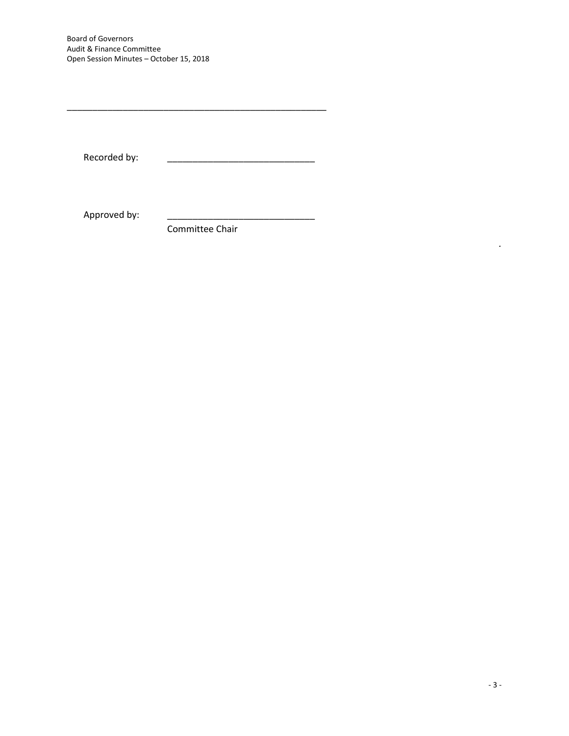---

Recorded by: _____________________________

Approved by: _____________________________
Committee Chair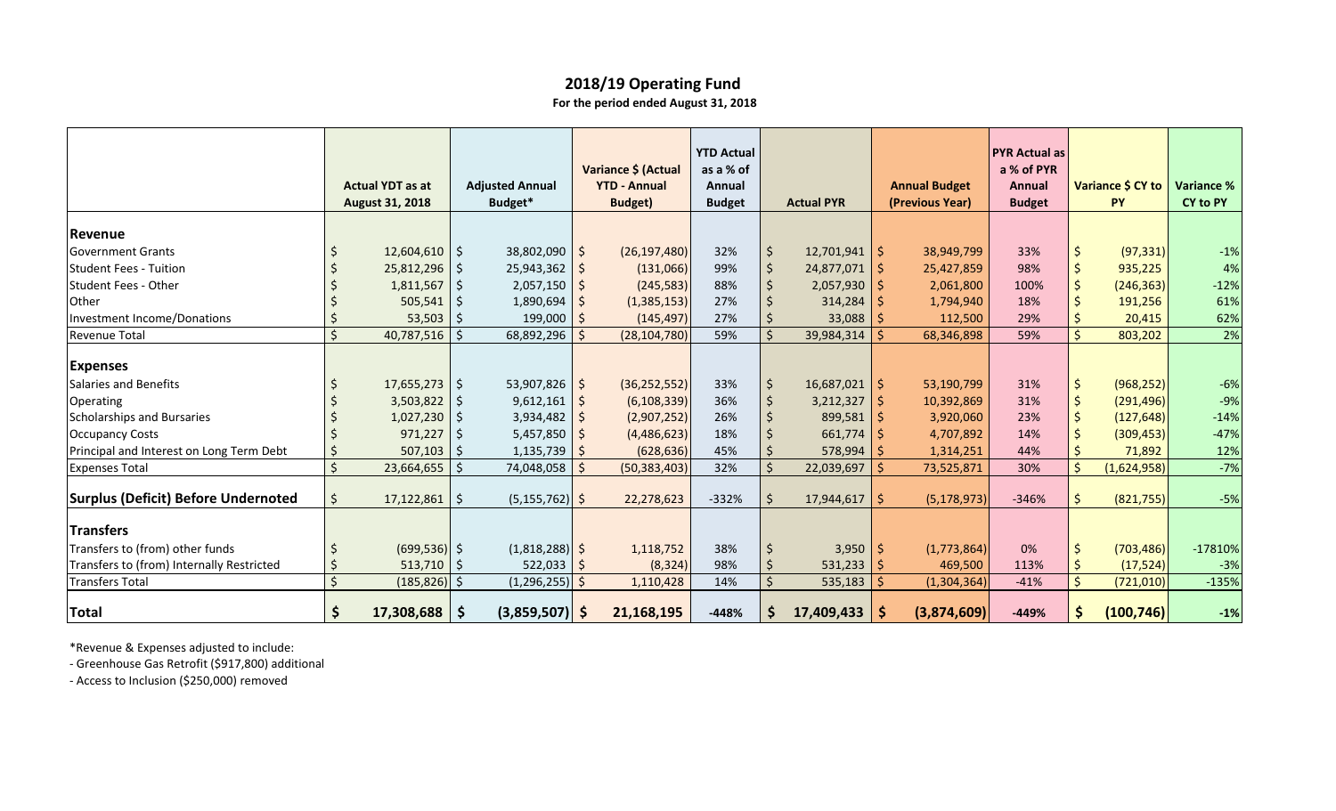## 2018/19 Operating Fund

**For the period ended August 31, 2018**

| | Actual YDT as at August 31, 2018 | Adjusted Annual Budget* | Variance $ (Actual YTD - Annual Budget) | YTD Actual as a % of Annual Budget | Actual PYR | Annual Budget (Previous Year) | PYR Actual as a % of PYR Annual Budget | Variance $ CY to PY | Variance % CY to PY |
|---|---|---|---|---|---|---|---|---|---|
| **Revenue** | | | | | | | | | |
| Government Grants | $ 12,604,610 | $ 38,802,090 | $ (26,197,480) | 32% | $ 12,701,941 | $ 38,949,799 | 33% | $ (97,331) | -1% |
| Student Fees - Tuition | $ 25,812,296 | $ 25,943,362 | $ (131,066) | 99% | $ 24,877,071 | $ 25,427,859 | 98% | $ 935,225 | 4% |
| Student Fees - Other | $ 1,811,567 | $ 2,057,150 | $ (245,583) | 88% | $ 2,057,930 | $ 2,061,800 | 100% | $ (246,363) | -12% |
| Other | $ 505,541 | $ 1,890,694 | $ (1,385,153) | 27% | $ 314,284 | $ 1,794,940 | 18% | $ 191,256 | 61% |
| Investment Income/Donations | $ 53,503 | $ 199,000 | $ (145,497) | 27% | $ 33,088 | $ 112,500 | 29% | $ 20,415 | 62% |
| Revenue Total | $ 40,787,516 | $ 68,892,296 | $ (28,104,780) | 59% | $ 39,984,314 | $ 68,346,898 | 59% | $ 803,202 | 2% |
| **Expenses** | | | | | | | | | |
| Salaries and Benefits | $ 17,655,273 | $ 53,907,826 | $ (36,252,552) | 33% | $ 16,687,021 | $ 53,190,799 | 31% | $ (968,252) | -6% |
| Operating | $ 3,503,822 | $ 9,612,161 | $ (6,108,339) | 36% | $ 3,212,327 | $ 10,392,869 | 31% | $ (291,496) | -9% |
| Scholarships and Bursaries | $ 1,027,230 | $ 3,934,482 | $ (2,907,252) | 26% | $ 899,581 | $ 3,920,060 | 23% | $ (127,648) | -14% |
| Occupancy Costs | $ 971,227 | $ 5,457,850 | $ (4,486,623) | 18% | $ 661,774 | $ 4,707,892 | 14% | $ (309,453) | -47% |
| Principal and Interest on Long Term Debt | $ 507,103 | $ 1,135,739 | $ (628,636) | 45% | $ 578,994 | $ 1,314,251 | 44% | $ 71,892 | 12% |
| Expenses Total | $ 23,664,655 | $ 74,048,058 | $ (50,383,403) | 32% | $ 22,039,697 | $ 73,525,871 | 30% | $ (1,624,958) | -7% |
| **Surplus (Deficit) Before Undernoted** | $ 17,122,861 | $ (5,155,762) | $ 22,278,623 | -332% | $ 17,944,617 | $ (5,178,973) | -346% | $ (821,755) | -5% |
| **Transfers** | | | | | | | | | |
| Transfers to (from) other funds | $ (699,536) | $ (1,818,288) | $ 1,118,752 | 38% | $ 3,950 | $ (1,773,864) | 0% | $ (703,486) | -17810% |
| Transfers to (from) Internally Restricted | $ 513,710 | $ 522,033 | $ (8,324) | 98% | $ 531,233 | $ 469,500 | 113% | $ (17,524) | -3% |
| Transfers Total | $ (185,826) | $ (1,296,255) | $ 1,110,428 | 14% | $ 535,183 | $ (1,304,364) | -41% | $ (721,010) | -135% |
| **Total** | **$ 17,308,688** | **$ (3,859,507)** | **$ 21,168,195** | **-448%** | **$ 17,409,433** | **$ (3,874,609)** | **-449%** | **$ (100,746)** | **-1%** |

*Revenue & Expenses adjusted to include:
- Greenhouse Gas Retrofit ($917,800) additional
- Access to Inclusion ($250,000) removed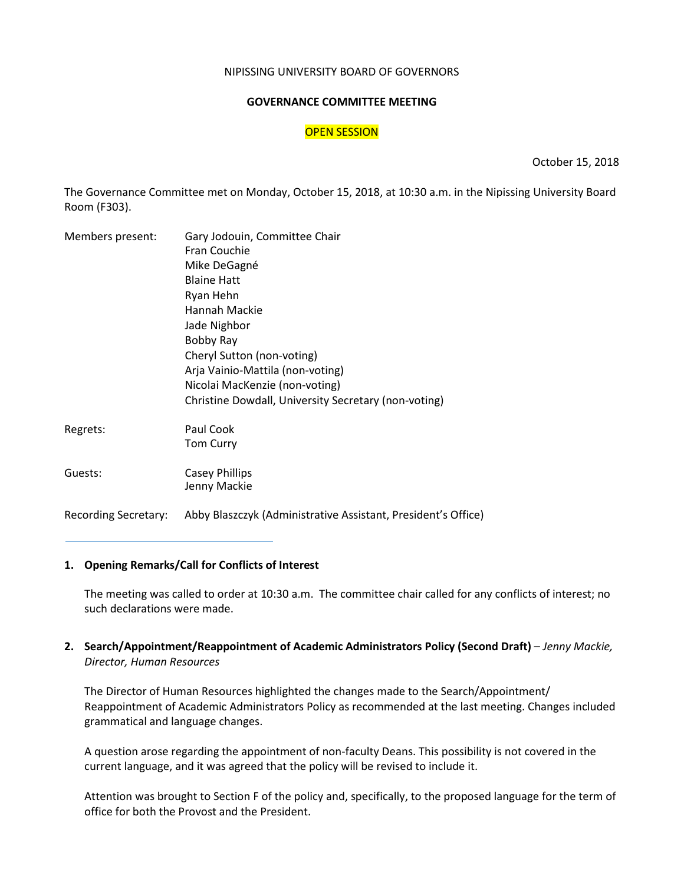NIPISSING UNIVERSITY BOARD OF GOVERNORS

**GOVERNANCE COMMITTEE MEETING**

OPEN SESSION

October 15, 2018

The Governance Committee met on Monday, October 15, 2018, at 10:30 a.m. in the Nipissing University Board Room (F303).

| | |
|---|---|
| Members present: | Gary Jodouin, Committee Chair<br>Fran Couchie<br>Mike DeGagné<br>Blaine Hatt<br>Ryan Hehn<br>Hannah Mackie<br>Jade Nighbor<br>Bobby Ray<br>Cheryl Sutton (non-voting)<br>Arja Vainio-Mattila (non-voting)<br>Nicolai MacKenzie (non-voting)<br>Christine Dowdall, University Secretary (non-voting) |
| Regrets: | Paul Cook<br>Tom Curry |
| Guests: | Casey Phillips<br>Jenny Mackie |
| Recording Secretary: | Abby Blaszczyk (Administrative Assistant, President's Office) |

**1. Opening Remarks/Call for Conflicts of Interest**

The meeting was called to order at 10:30 a.m. The committee chair called for any conflicts of interest; no such declarations were made.

**2. Search/Appointment/Reappointment of Academic Administrators Policy (Second Draft)** – *Jenny Mackie, Director, Human Resources*

The Director of Human Resources highlighted the changes made to the Search/Appointment/ Reappointment of Academic Administrators Policy as recommended at the last meeting. Changes included grammatical and language changes.

A question arose regarding the appointment of non-faculty Deans. This possibility is not covered in the current language, and it was agreed that the policy will be revised to include it.

Attention was brought to Section F of the policy and, specifically, to the proposed language for the term of office for both the Provost and the President.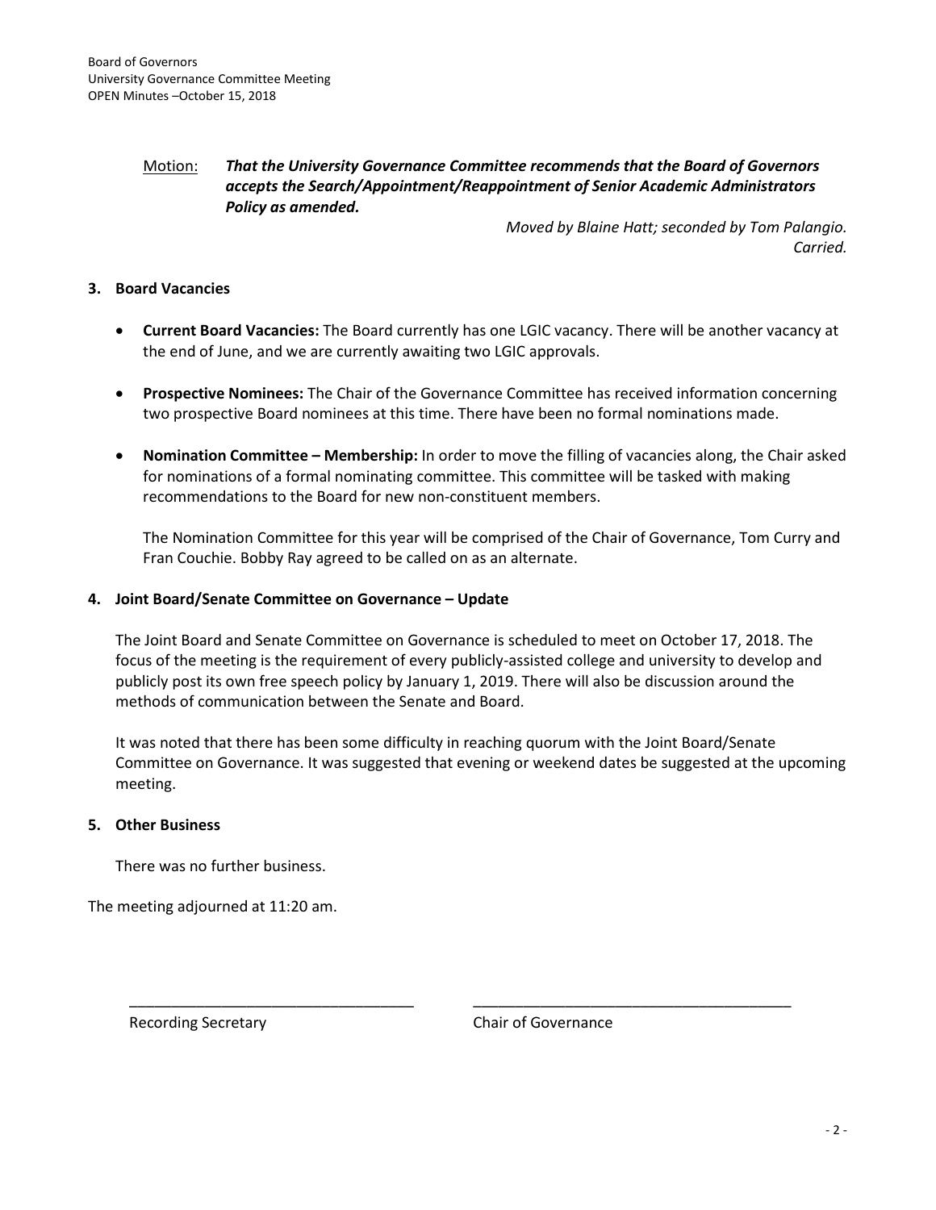Motion: ***That the University Governance Committee recommends that the Board of Governors accepts the Search/Appointment/Reappointment of Senior Academic Administrators Policy as amended.***

*Moved by Blaine Hatt; seconded by Tom Palangio.*
*Carried.*

**3. Board Vacancies**

- **Current Board Vacancies:** The Board currently has one LGIC vacancy. There will be another vacancy at the end of June, and we are currently awaiting two LGIC approvals.

- **Prospective Nominees:** The Chair of the Governance Committee has received information concerning two prospective Board nominees at this time. There have been no formal nominations made.

- **Nomination Committee – Membership:** In order to move the filling of vacancies along, the Chair asked for nominations of a formal nominating committee. This committee will be tasked with making recommendations to the Board for new non-constituent members.

  The Nomination Committee for this year will be comprised of the Chair of Governance, Tom Curry and Fran Couchie. Bobby Ray agreed to be called on as an alternate.

**4. Joint Board/Senate Committee on Governance – Update**

The Joint Board and Senate Committee on Governance is scheduled to meet on October 17, 2018. The focus of the meeting is the requirement of every publicly-assisted college and university to develop and publicly post its own free speech policy by January 1, 2019. There will also be discussion around the methods of communication between the Senate and Board.

It was noted that there has been some difficulty in reaching quorum with the Joint Board/Senate Committee on Governance. It was suggested that evening or weekend dates be suggested at the upcoming meeting.

**5. Other Business**

There was no further business.

The meeting adjourned at 11:20 am.

\_\_\_\_\_\_\_\_\_\_\_\_\_\_\_\_\_\_\_\_\_\_\_\_\_\_\_\_\_\_\_\_\_\_ \_\_\_\_\_\_\_\_\_\_\_\_\_\_\_\_\_\_\_\_\_\_\_\_\_\_\_\_\_\_\_\_\_\_\_\_\_\_

Recording Secretary Chair of Governance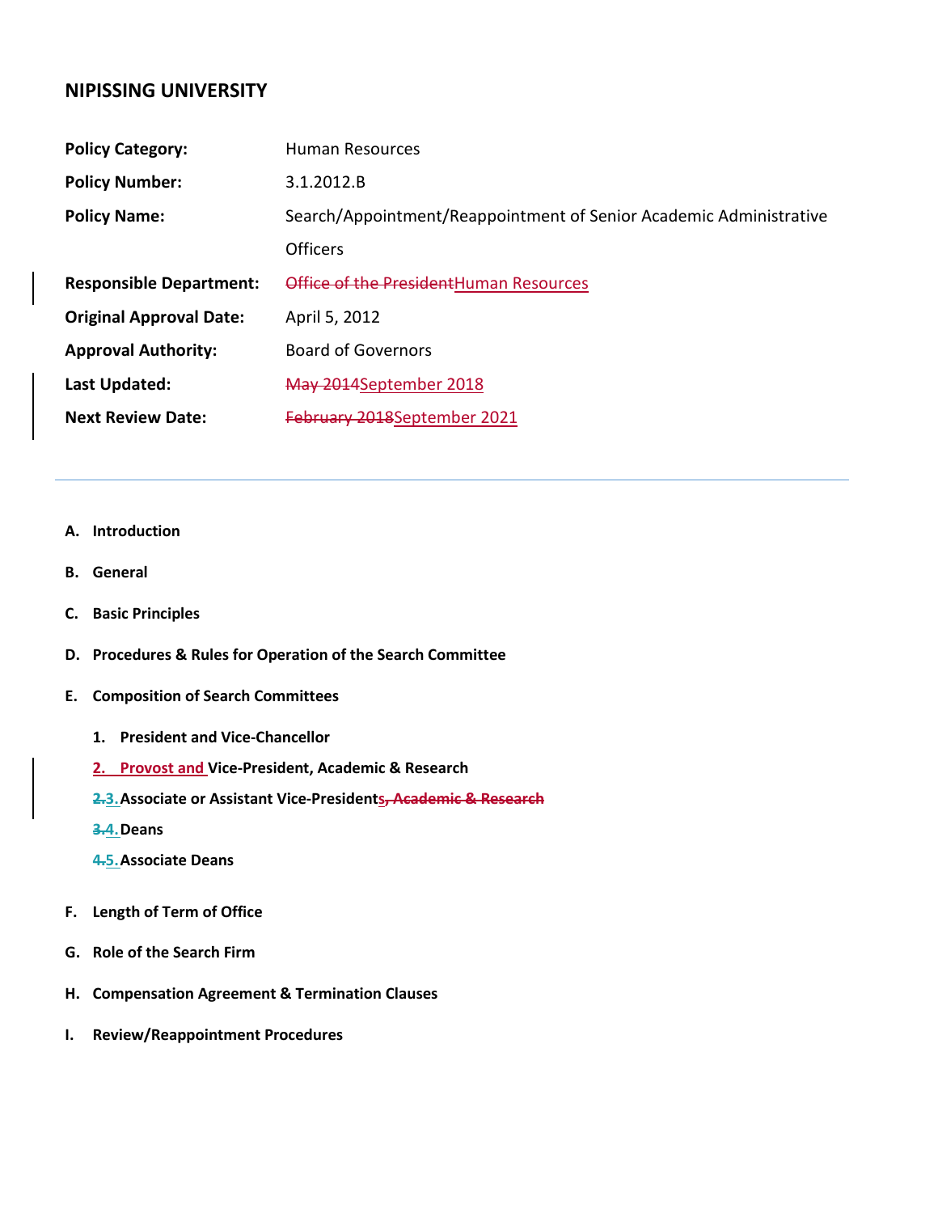## NIPISSING UNIVERSITY

| | |
|---|---|
| **Policy Category:** | Human Resources |
| **Policy Number:** | 3.1.2012.B |
| **Policy Name:** | Search/Appointment/Reappointment of Senior Academic Administrative Officers |
| **Responsible Department:** | ~~Office of the President~~Human Resources |
| **Original Approval Date:** | April 5, 2012 |
| **Approval Authority:** | Board of Governors |
| **Last Updated:** | ~~May 2014~~September 2018 |
| **Next Review Date:** | ~~February 2018~~September 2021 |

---

**A. Introduction**

**B. General**

**C. Basic Principles**

**D. Procedures & Rules for Operation of the Search Committee**

**E. Composition of Search Committees**

1. **President and Vice-Chancellor**
2. **Provost and Vice-President, Academic & Research**
3. **Associate or Assistant Vice-Presidents~~, Academic & Research~~**
4. **Deans**
5. **Associate Deans**

**F. Length of Term of Office**

**G. Role of the Search Firm**

**H. Compensation Agreement & Termination Clauses**

**I. Review/Reappointment Procedures**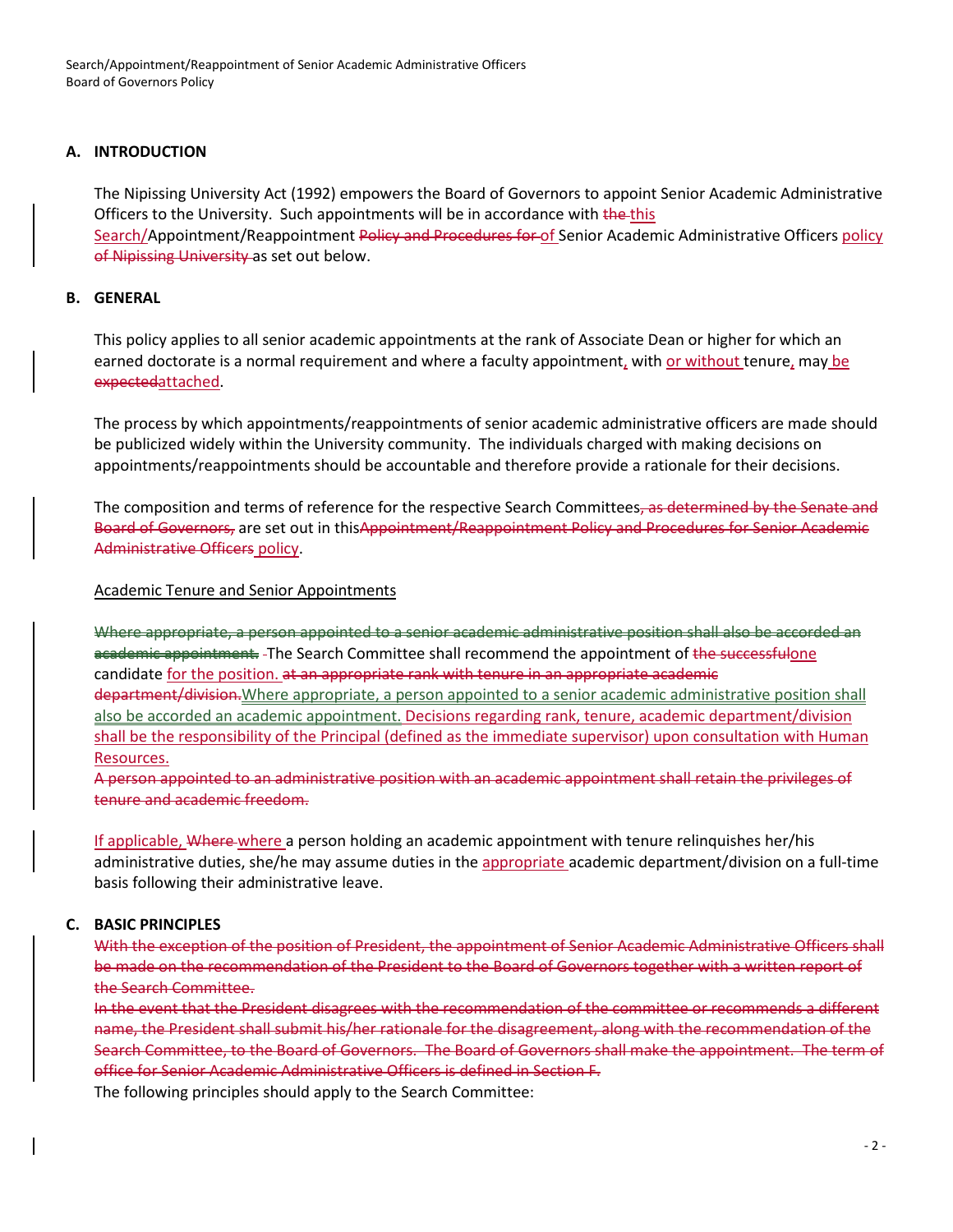## A. INTRODUCTION

The Nipissing University Act (1992) empowers the Board of Governors to appoint Senior Academic Administrative Officers to the University. Such appointments will be in accordance with ~~the~~ this Search/Appointment/Reappointment ~~Policy and Procedures for~~ of Senior Academic Administrative Officers policy ~~of Nipissing University~~ as set out below.

## B. GENERAL

This policy applies to all senior academic appointments at the rank of Associate Dean or higher for which an earned doctorate is a normal requirement and where a faculty appointment, with or without tenure, may be ~~expected~~attached.

The process by which appointments/reappointments of senior academic administrative officers are made should be publicized widely within the University community. The individuals charged with making decisions on appointments/reappointments should be accountable and therefore provide a rationale for their decisions.

The composition and terms of reference for the respective Search Committees~~, as determined by the Senate and Board of Governors,~~ are set out in this~~Appointment/Reappointment Policy and Procedures for Senior Academic Administrative Officers~~ policy.

Academic Tenure and Senior Appointments

~~Where appropriate, a person appointed to a senior academic administrative position shall also be accorded an academic appointment.~~ The Search Committee shall recommend the appointment of ~~the successful~~one candidate for the position. ~~at an appropriate rank with tenure in an appropriate academic department/division.~~Where appropriate, a person appointed to a senior academic administrative position shall also be accorded an academic appointment. Decisions regarding rank, tenure, academic department/division shall be the responsibility of the Principal (defined as the immediate supervisor) upon consultation with Human Resources.

~~A person appointed to an administrative position with an academic appointment shall retain the privileges of tenure and academic freedom.~~

If applicable, ~~Where~~ where a person holding an academic appointment with tenure relinquishes her/his administrative duties, she/he may assume duties in the appropriate academic department/division on a full-time basis following their administrative leave.

## C. BASIC PRINCIPLES

~~With the exception of the position of President, the appointment of Senior Academic Administrative Officers shall be made on the recommendation of the President to the Board of Governors together with a written report of the Search Committee.~~

~~In the event that the President disagrees with the recommendation of the committee or recommends a different name, the President shall submit his/her rationale for the disagreement, along with the recommendation of the Search Committee, to the Board of Governors. The Board of Governors shall make the appointment. The term of office for Senior Academic Administrative Officers is defined in Section F.~~

The following principles should apply to the Search Committee: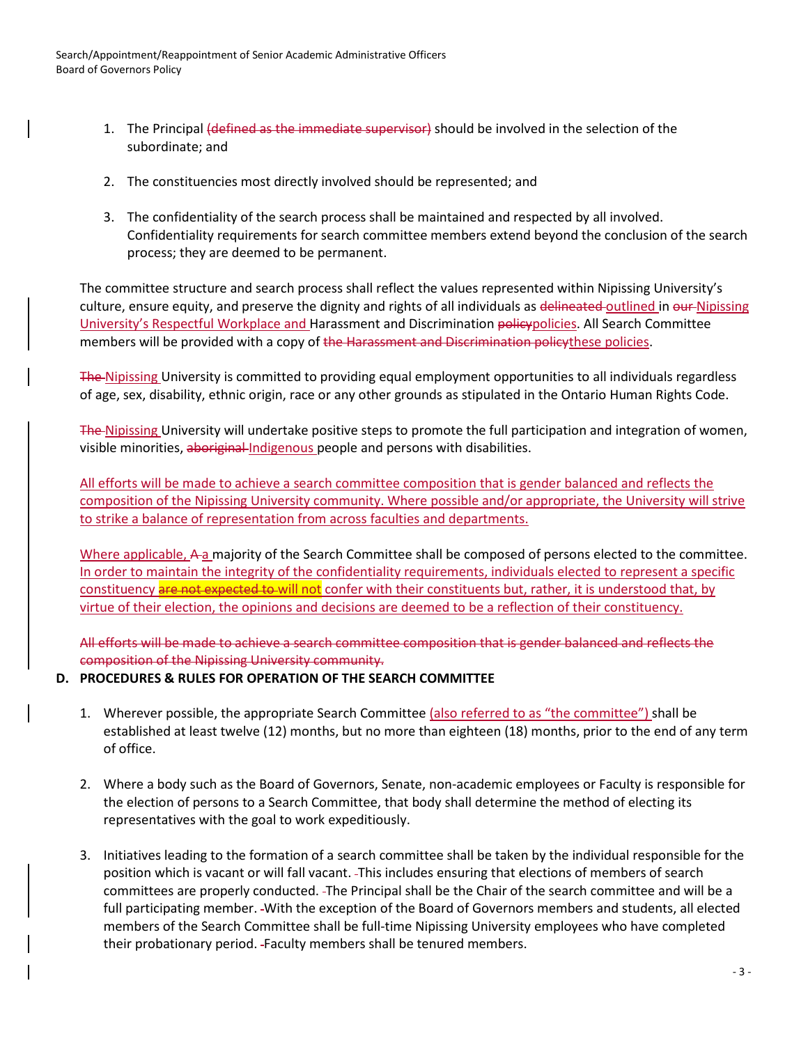1. The Principal ~~(defined as the immediate supervisor)~~ should be involved in the selection of the subordinate; and

2. The constituencies most directly involved should be represented; and

3. The confidentiality of the search process shall be maintained and respected by all involved. Confidentiality requirements for search committee members extend beyond the conclusion of the search process; they are deemed to be permanent.

The committee structure and search process shall reflect the values represented within Nipissing University's culture, ensure equity, and preserve the dignity and rights of all individuals as ~~delineated~~ outlined in ~~our~~ Nipissing University's Respectful Workplace and Harassment and Discrimination ~~policy~~policies. All Search Committee members will be provided with a copy of ~~the Harassment and Discrimination policy~~these policies.

~~The~~ Nipissing University is committed to providing equal employment opportunities to all individuals regardless of age, sex, disability, ethnic origin, race or any other grounds as stipulated in the Ontario Human Rights Code.

~~The~~ Nipissing University will undertake positive steps to promote the full participation and integration of women, visible minorities, ~~aboriginal~~ Indigenous people and persons with disabilities.

All efforts will be made to achieve a search committee composition that is gender balanced and reflects the composition of the Nipissing University community. Where possible and/or appropriate, the University will strive to strike a balance of representation from across faculties and departments.

Where applicable, ~~A~~ a majority of the Search Committee shall be composed of persons elected to the committee. In order to maintain the integrity of the confidentiality requirements, individuals elected to represent a specific constituency ~~are not expected to~~ will not confer with their constituents but, rather, it is understood that, by virtue of their election, the opinions and decisions are deemed to be a reflection of their constituency.

~~All efforts will be made to achieve a search committee composition that is gender balanced and reflects the composition of the Nipissing University community.~~

## D. PROCEDURES & RULES FOR OPERATION OF THE SEARCH COMMITTEE

1. Wherever possible, the appropriate Search Committee (also referred to as "the committee") shall be established at least twelve (12) months, but no more than eighteen (18) months, prior to the end of any term of office.

2. Where a body such as the Board of Governors, Senate, non-academic employees or Faculty is responsible for the election of persons to a Search Committee, that body shall determine the method of electing its representatives with the goal to work expeditiously.

3. Initiatives leading to the formation of a search committee shall be taken by the individual responsible for the position which is vacant or will fall vacant. This includes ensuring that elections of members of search committees are properly conducted. The Principal shall be the Chair of the search committee and will be a full participating member. With the exception of the Board of Governors members and students, all elected members of the Search Committee shall be full-time Nipissing University employees who have completed their probationary period. Faculty members shall be tenured members.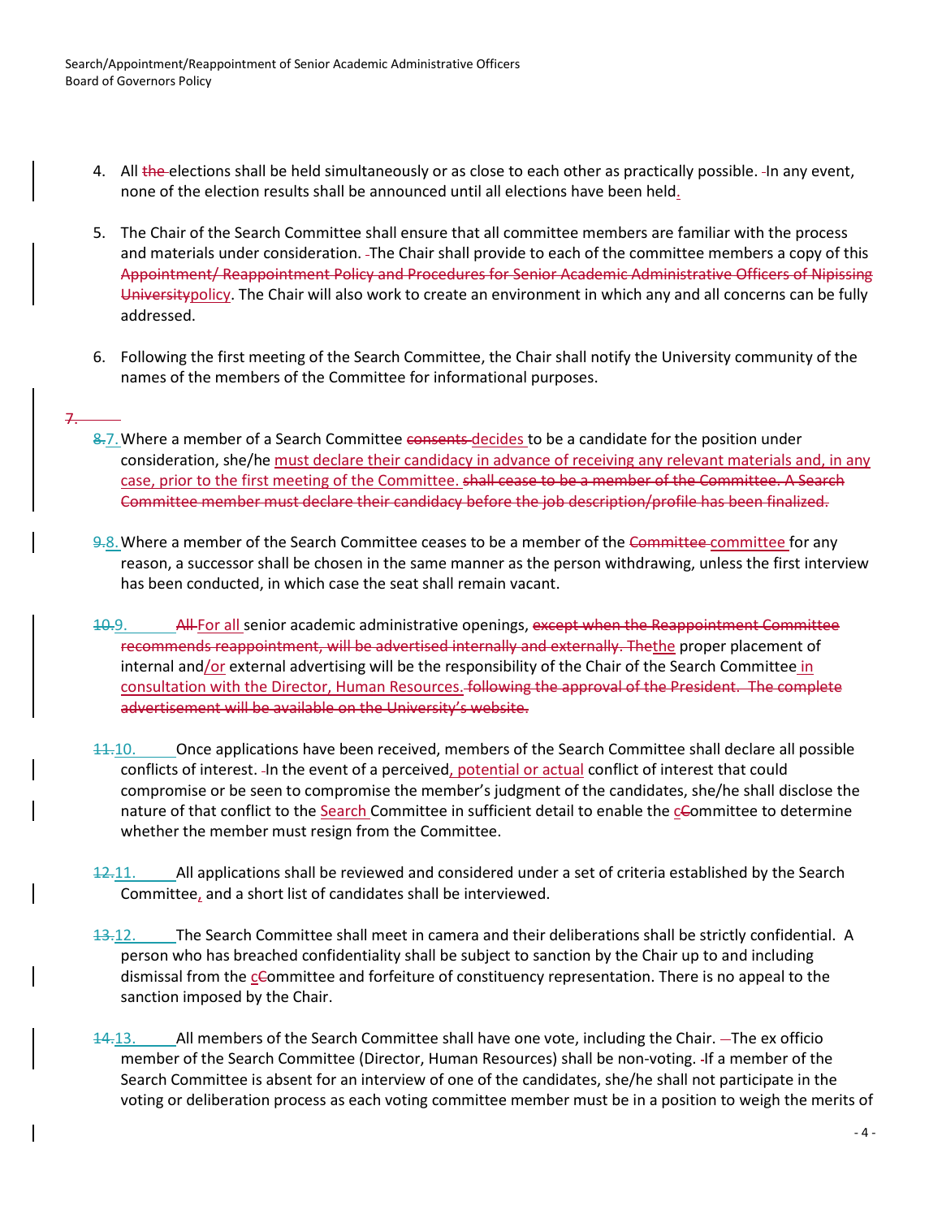4. All ~~the~~ elections shall be held simultaneously or as close to each other as practically possible. In any event, none of the election results shall be announced until all elections have been held.

5. The Chair of the Search Committee shall ensure that all committee members are familiar with the process and materials under consideration. The Chair shall provide to each of the committee members a copy of this ~~Appointment/ Reappointment Policy and Procedures for Senior Academic Administrative Officers of Nipissing University~~policy. The Chair will also work to create an environment in which any and all concerns can be fully addressed.

6. Following the first meeting of the Search Committee, the Chair shall notify the University community of the names of the members of the Committee for informational purposes.

~~7.~~

~~8.~~7. Where a member of a Search Committee ~~consents~~ decides to be a candidate for the position under consideration, she/he must declare their candidacy in advance of receiving any relevant materials and, in any case, prior to the first meeting of the Committee. ~~shall cease to be a member of the Committee. A Search Committee member must declare their candidacy before the job description/profile has been finalized.~~

~~9.~~8. Where a member of the Search Committee ceases to be a member of the ~~Committee~~ committee for any reason, a successor shall be chosen in the same manner as the person withdrawing, unless the first interview has been conducted, in which case the seat shall remain vacant.

~~10.~~9. ~~All~~ For all senior academic administrative openings, ~~except when the Reappointment Committee recommends reappointment, will be advertised internally and externally. The~~the proper placement of internal and/or external advertising will be the responsibility of the Chair of the Search Committee in consultation with the Director, Human Resources. ~~following the approval of the President. The complete advertisement will be available on the University's website.~~

~~11.~~10. Once applications have been received, members of the Search Committee shall declare all possible conflicts of interest. In the event of a perceived, potential or actual conflict of interest that could compromise or be seen to compromise the member's judgment of the candidates, she/he shall disclose the nature of that conflict to the Search Committee in sufficient detail to enable the c~~C~~ommittee to determine whether the member must resign from the Committee.

~~12.~~11. All applications shall be reviewed and considered under a set of criteria established by the Search Committee, and a short list of candidates shall be interviewed.

~~13.~~12. The Search Committee shall meet in camera and their deliberations shall be strictly confidential. A person who has breached confidentiality shall be subject to sanction by the Chair up to and including dismissal from the c~~C~~ommittee and forfeiture of constituency representation. There is no appeal to the sanction imposed by the Chair.

~~14.~~13. All members of the Search Committee shall have one vote, including the Chair. The ex officio member of the Search Committee (Director, Human Resources) shall be non-voting. If a member of the Search Committee is absent for an interview of one of the candidates, she/he shall not participate in the voting or deliberation process as each voting committee member must be in a position to weigh the merits of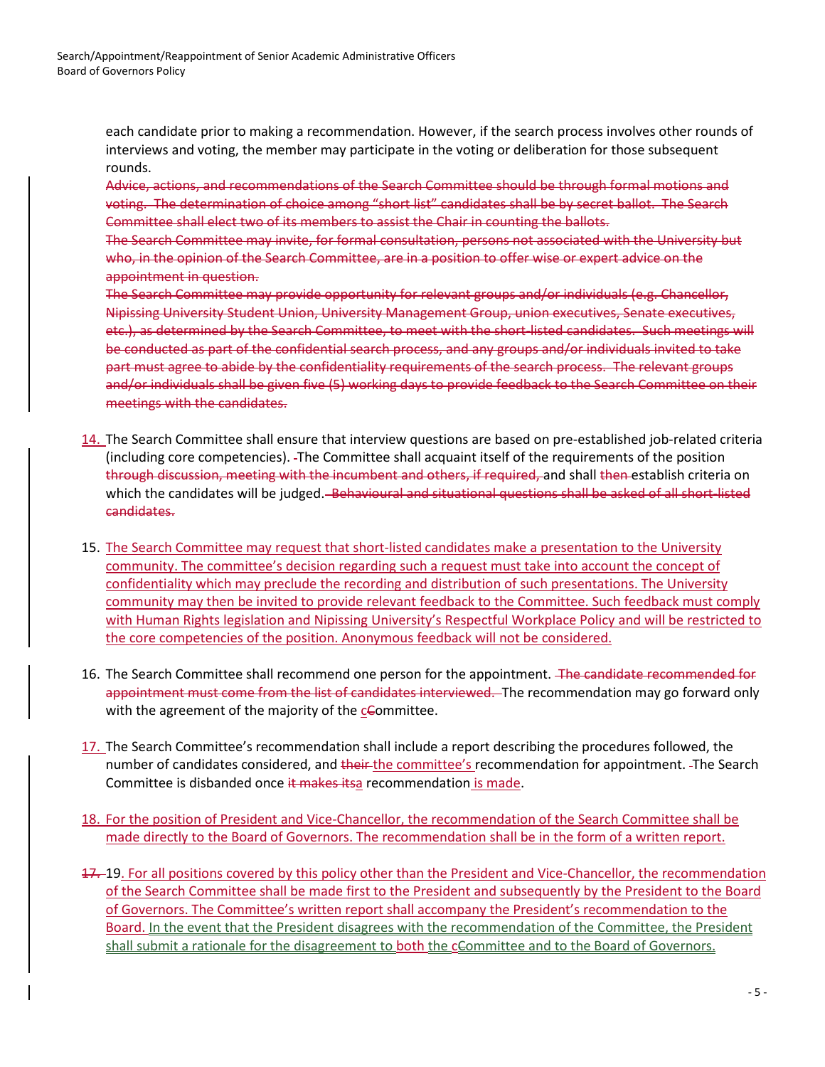each candidate prior to making a recommendation. However, if the search process involves other rounds of interviews and voting, the member may participate in the voting or deliberation for those subsequent rounds.

~~Advice, actions, and recommendations of the Search Committee should be through formal motions and voting. The determination of choice among "short list" candidates shall be by secret ballot. The Search Committee shall elect two of its members to assist the Chair in counting the ballots.~~

~~The Search Committee may invite, for formal consultation, persons not associated with the University but who, in the opinion of the Search Committee, are in a position to offer wise or expert advice on the appointment in question.~~

~~The Search Committee may provide opportunity for relevant groups and/or individuals (e.g. Chancellor, Nipissing University Student Union, University Management Group, union executives, Senate executives, etc.), as determined by the Search Committee, to meet with the short-listed candidates. Such meetings will be conducted as part of the confidential search process, and any groups and/or individuals invited to take part must agree to abide by the confidentiality requirements of the search process. The relevant groups and/or individuals shall be given five (5) working days to provide feedback to the Search Committee on their meetings with the candidates.~~

14. The Search Committee shall ensure that interview questions are based on pre-established job-related criteria (including core competencies). The Committee shall acquaint itself of the requirements of the position ~~through discussion, meeting with the incumbent and others, if required,~~ and shall ~~then~~ establish criteria on which the candidates will be judged. ~~Behavioural and situational questions shall be asked of all short-listed candidates.~~

15. The Search Committee may request that short-listed candidates make a presentation to the University community. The committee's decision regarding such a request must take into account the concept of confidentiality which may preclude the recording and distribution of such presentations. The University community may then be invited to provide relevant feedback to the Committee. Such feedback must comply with Human Rights legislation and Nipissing University's Respectful Workplace Policy and will be restricted to the core competencies of the position. Anonymous feedback will not be considered.

16. The Search Committee shall recommend one person for the appointment. ~~The candidate recommended for appointment must come from the list of candidates interviewed.~~ The recommendation may go forward only with the agreement of the majority of the c~~C~~ommittee.

17. The Search Committee's recommendation shall include a report describing the procedures followed, the number of candidates considered, and ~~their~~ the committee's recommendation for appointment. The Search Committee is disbanded once ~~it makes its~~a recommendation is made.

18. For the position of President and Vice-Chancellor, the recommendation of the Search Committee shall be made directly to the Board of Governors. The recommendation shall be in the form of a written report.

~~17.~~ 19. For all positions covered by this policy other than the President and Vice-Chancellor, the recommendation of the Search Committee shall be made first to the President and subsequently by the President to the Board of Governors. The Committee's written report shall accompany the President's recommendation to the Board. In the event that the President disagrees with the recommendation of the Committee, the President shall submit a rationale for the disagreement to both the c~~C~~ommittee and to the Board of Governors.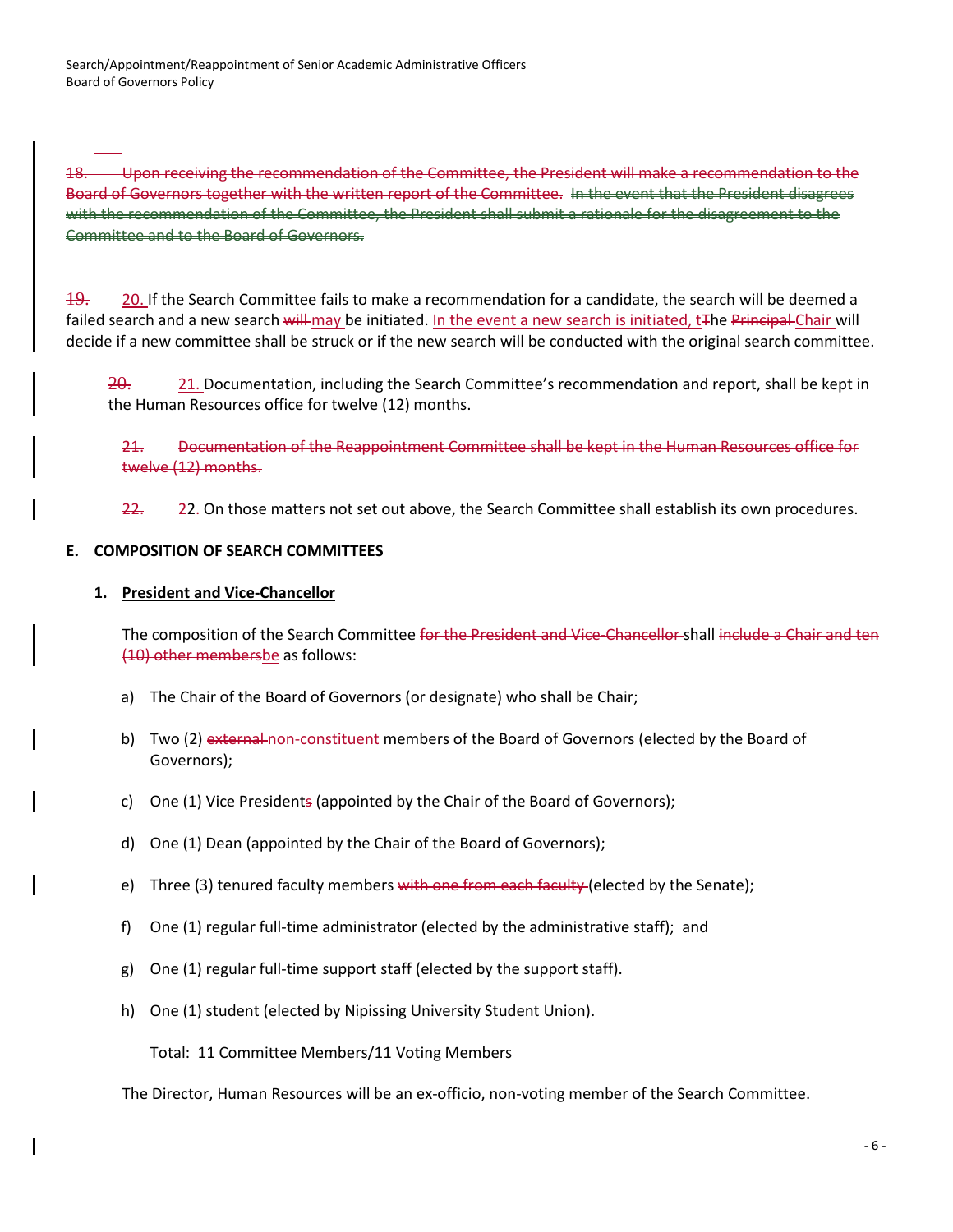18. Upon receiving the recommendation of the Committee, the President will make a recommendation to the Board of Governors together with the written report of the Committee. In the event that the President disagrees with the recommendation of the Committee, the President shall submit a rationale for the disagreement to the Committee and to the Board of Governors.

19. 20. If the Search Committee fails to make a recommendation for a candidate, the search will be deemed a failed search and a new search will may be initiated. In the event a new search is initiated, tThe Principal Chair will decide if a new committee shall be struck or if the new search will be conducted with the original search committee.

20. 21. Documentation, including the Search Committee's recommendation and report, shall be kept in the Human Resources office for twelve (12) months.

21. Documentation of the Reappointment Committee shall be kept in the Human Resources office for twelve (12) months.

22. 22. On those matters not set out above, the Search Committee shall establish its own procedures.

**E. COMPOSITION OF SEARCH COMMITTEES**

1. **President and Vice-Chancellor**

The composition of the Search Committee for the President and Vice-Chancellor shall include a Chair and ten (10) other membersbe as follows:

a) The Chair of the Board of Governors (or designate) who shall be Chair;

b) Two (2) external non-constituent members of the Board of Governors (elected by the Board of Governors);

c) One (1) Vice Presidents (appointed by the Chair of the Board of Governors);

d) One (1) Dean (appointed by the Chair of the Board of Governors);

e) Three (3) tenured faculty members with one from each faculty (elected by the Senate);

f) One (1) regular full-time administrator (elected by the administrative staff); and

g) One (1) regular full-time support staff (elected by the support staff).

h) One (1) student (elected by Nipissing University Student Union).

Total: 11 Committee Members/11 Voting Members

The Director, Human Resources will be an ex-officio, non-voting member of the Search Committee.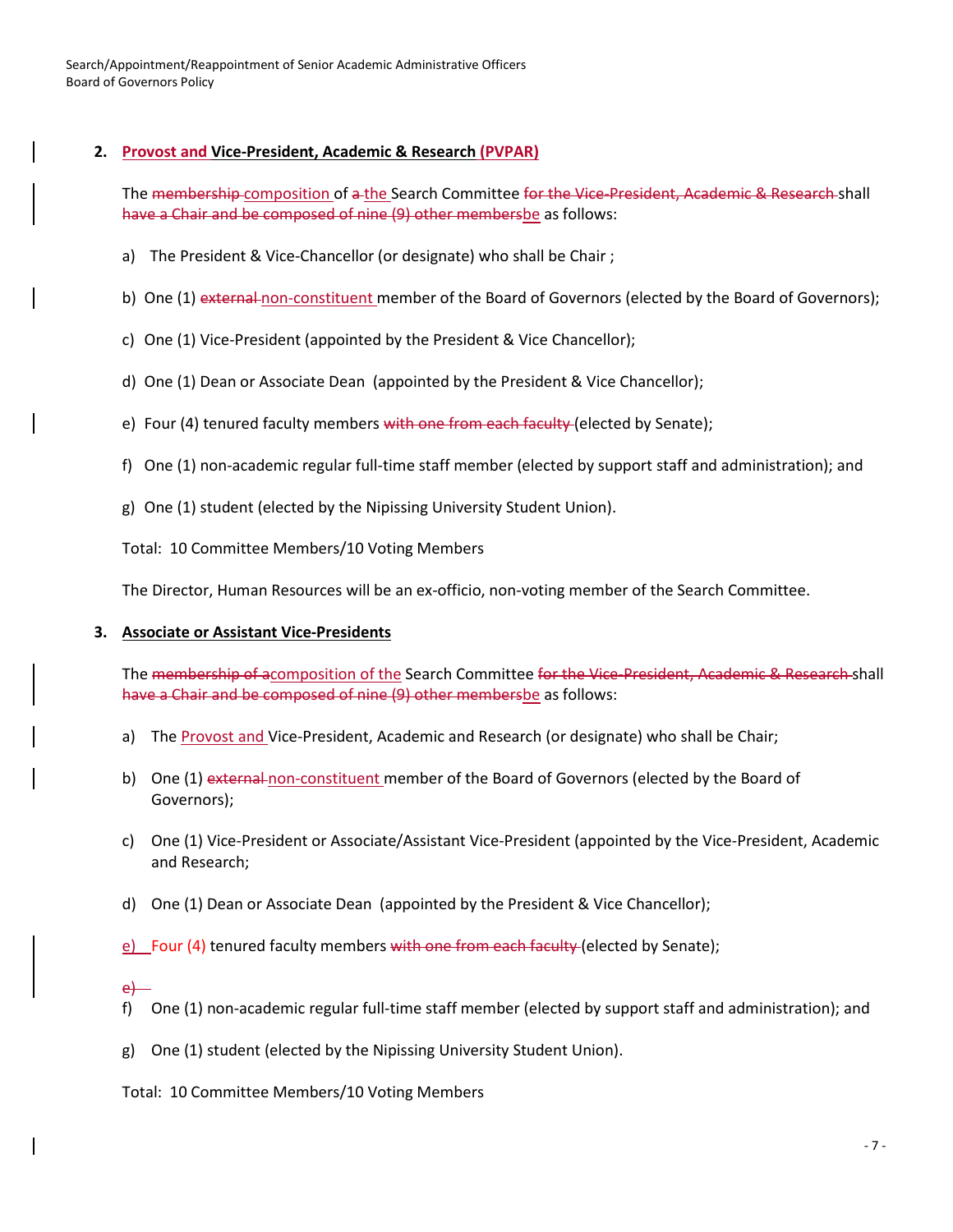## 2. Provost and Vice-President, Academic & Research (PVPAR)

The ~~membership~~ composition of ~~a~~ the Search Committee ~~for the Vice-President, Academic & Research~~ shall ~~have a Chair and be composed of nine (9) other members~~be as follows:

a) The President & Vice-Chancellor (or designate) who shall be Chair ;

b) One (1) ~~external~~ non-constituent member of the Board of Governors (elected by the Board of Governors);

c) One (1) Vice-President (appointed by the President & Vice Chancellor);

d) One (1) Dean or Associate Dean (appointed by the President & Vice Chancellor);

e) Four (4) tenured faculty members ~~with one from each faculty~~ (elected by Senate);

f) One (1) non-academic regular full-time staff member (elected by support staff and administration); and

g) One (1) student (elected by the Nipissing University Student Union).

Total: 10 Committee Members/10 Voting Members

The Director, Human Resources will be an ex-officio, non-voting member of the Search Committee.

## 3. Associate or Assistant Vice-Presidents

The ~~membership of a~~composition of the Search Committee ~~for the Vice-President, Academic & Research~~ shall ~~have a Chair and be composed of nine (9) other members~~be as follows:

a) The Provost and Vice-President, Academic and Research (or designate) who shall be Chair;

b) One (1) ~~external~~ non-constituent member of the Board of Governors (elected by the Board of Governors);

c) One (1) Vice-President or Associate/Assistant Vice-President (appointed by the Vice-President, Academic and Research;

d) One (1) Dean or Associate Dean (appointed by the President & Vice Chancellor);

e) Four (4) tenured faculty members ~~with one from each faculty~~ (elected by Senate);

~~e)~~

f) One (1) non-academic regular full-time staff member (elected by support staff and administration); and

g) One (1) student (elected by the Nipissing University Student Union).

Total: 10 Committee Members/10 Voting Members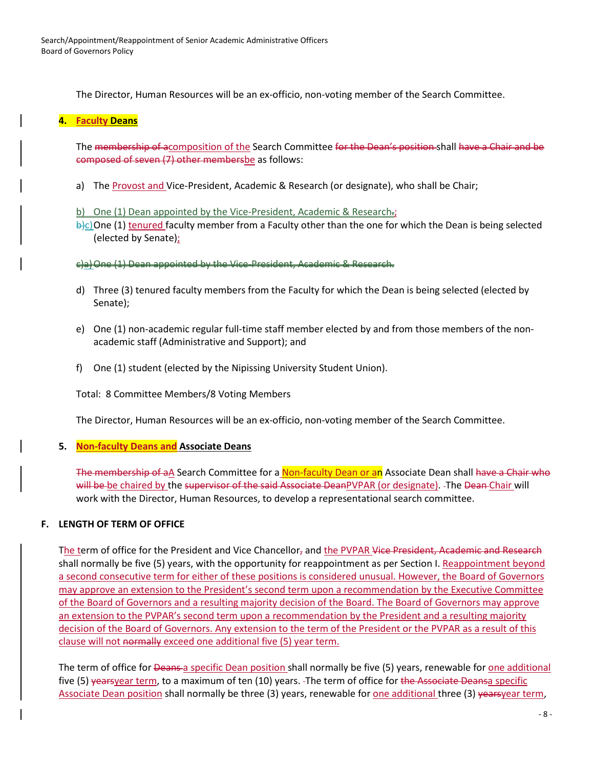The Director, Human Resources will be an ex-officio, non-voting member of the Search Committee.

**4. Faculty Deans**

The ~~membership of a~~composition of the Search Committee ~~for the Dean's position~~ shall ~~have a Chair and be composed of seven (7) other members~~be as follows:

a) The Provost and Vice-President, Academic & Research (or designate), who shall be Chair;

b) One (1) Dean appointed by the Vice-President, Academic & Research~~.~~;

~~b)~~c) One (1) tenured faculty member from a Faculty other than the one for which the Dean is being selected (elected by Senate);

~~c)a) One (1) Dean appointed by the Vice-President, Academic & Research.~~

d) Three (3) tenured faculty members from the Faculty for which the Dean is being selected (elected by Senate);

e) One (1) non-academic regular full-time staff member elected by and from those members of the non-academic staff (Administrative and Support); and

f) One (1) student (elected by the Nipissing University Student Union).

Total: 8 Committee Members/8 Voting Members

The Director, Human Resources will be an ex-officio, non-voting member of the Search Committee.

**5. Non-faculty Deans and Associate Deans**

~~The membership of a~~A Search Committee for a Non-faculty Dean or an Associate Dean shall ~~have a Chair who will be~~ be chaired by the ~~supervisor of the said Associate Dean~~PVPAR (or designate). The ~~Dean~~ Chair will work with the Director, Human Resources, to develop a representational search committee.

**F. LENGTH OF TERM OF OFFICE**

The term of office for the President and Vice Chancellor~~,~~ and the PVPAR ~~Vice President, Academic and Research~~ shall normally be five (5) years, with the opportunity for reappointment as per Section I. Reappointment beyond a second consecutive term for either of these positions is considered unusual. However, the Board of Governors may approve an extension to the President's second term upon a recommendation by the Executive Committee of the Board of Governors and a resulting majority decision of the Board. The Board of Governors may approve an extension to the PVPAR's second term upon a recommendation by the President and a resulting majority decision of the Board of Governors. Any extension to the term of the President or the PVPAR as a result of this clause will not ~~normally~~ exceed one additional five (5) year term.

The term of office for ~~Deans~~ a specific Dean position shall normally be five (5) years, renewable for one additional five (5) ~~years~~year term, to a maximum of ten (10) years. The term of office for ~~the Associate Deans~~a specific Associate Dean position shall normally be three (3) years, renewable for one additional three (3) ~~years~~year term,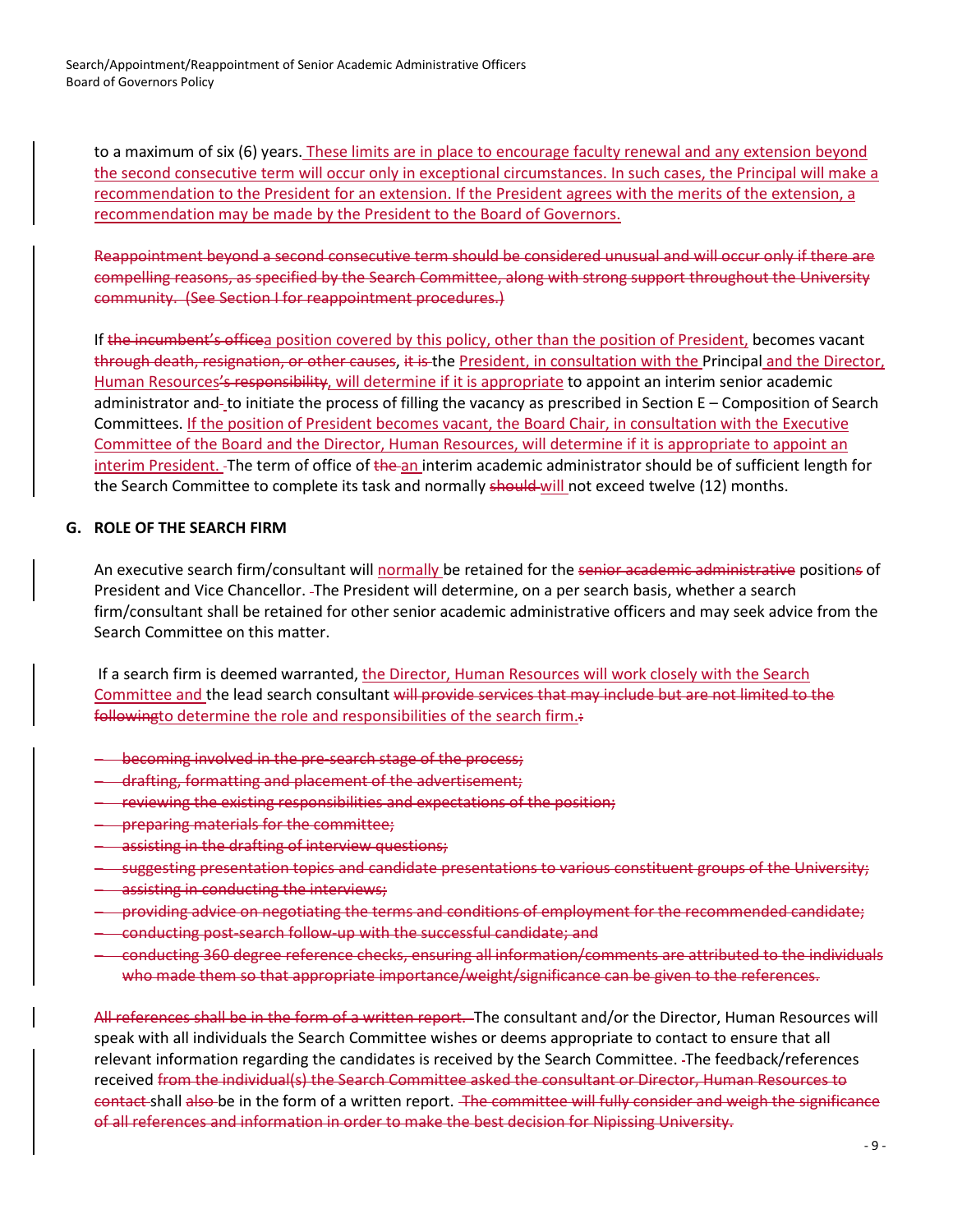to a maximum of six (6) years. These limits are in place to encourage faculty renewal and any extension beyond the second consecutive term will occur only in exceptional circumstances. In such cases, the Principal will make a recommendation to the President for an extension. If the President agrees with the merits of the extension, a recommendation may be made by the President to the Board of Governors.

~~Reappointment beyond a second consecutive term should be considered unusual and will occur only if there are compelling reasons, as specified by the Search Committee, along with strong support throughout the University community. (See Section I for reappointment procedures.)~~

If ~~the incumbent's office~~a position covered by this policy, other than the position of President, becomes vacant ~~through death, resignation, or other causes~~, ~~it is~~ the President, in consultation with the Principal and the Director, Human Resources~~'s responsibility~~, will determine if it is appropriate to appoint an interim senior academic administrator and ~~-~~ to initiate the process of filling the vacancy as prescribed in Section E – Composition of Search Committees. If the position of President becomes vacant, the Board Chair, in consultation with the Executive Committee of the Board and the Director, Human Resources, will determine if it is appropriate to appoint an interim President. The term of office of ~~the~~ an interim academic administrator should be of sufficient length for the Search Committee to complete its task and normally ~~should~~ will not exceed twelve (12) months.

## G. ROLE OF THE SEARCH FIRM

An executive search firm/consultant will normally be retained for the ~~senior academic administrative~~ position~~s~~ of President and Vice Chancellor. The President will determine, on a per search basis, whether a search firm/consultant shall be retained for other senior academic administrative officers and may seek advice from the Search Committee on this matter.

If a search firm is deemed warranted, the Director, Human Resources will work closely with the Search Committee and the lead search consultant ~~will provide services that may include but are not limited to the following~~to determine the role and responsibilities of the search firm.~~:~~

- ~~becoming involved in the pre-search stage of the process;~~
- ~~drafting, formatting and placement of the advertisement;~~
- ~~reviewing the existing responsibilities and expectations of the position;~~
- ~~preparing materials for the committee;~~
- ~~assisting in the drafting of interview questions;~~
- ~~suggesting presentation topics and candidate presentations to various constituent groups of the University;~~
- ~~assisting in conducting the interviews;~~
- ~~providing advice on negotiating the terms and conditions of employment for the recommended candidate;~~
- ~~conducting post-search follow-up with the successful candidate; and~~
- ~~conducting 360 degree reference checks, ensuring all information/comments are attributed to the individuals who made them so that appropriate importance/weight/significance can be given to the references.~~

~~All references shall be in the form of a written report.~~ The consultant and/or the Director, Human Resources will speak with all individuals the Search Committee wishes or deems appropriate to contact to ensure that all relevant information regarding the candidates is received by the Search Committee. The feedback/references received ~~from the individual(s) the Search Committee asked the consultant or Director, Human Resources to contact~~ shall ~~also~~ be in the form of a written report. ~~The committee will fully consider and weigh the significance of all references and information in order to make the best decision for Nipissing University.~~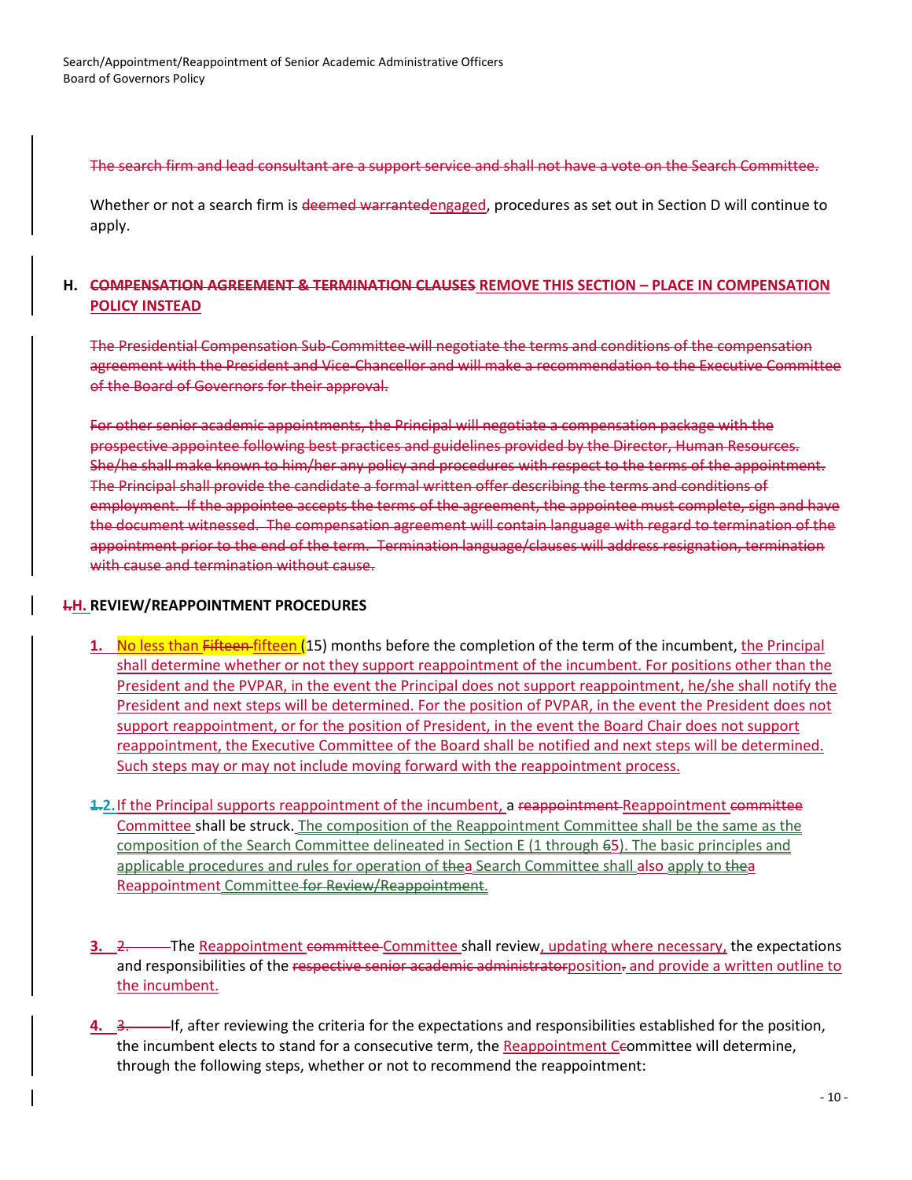The search firm and lead consultant are a support service and shall not have a vote on the Search Committee.

Whether or not a search firm is deemed warrantedengaged, procedures as set out in Section D will continue to apply.

## H. COMPENSATION AGREEMENT & TERMINATION CLAUSES REMOVE THIS SECTION – PLACE IN COMPENSATION POLICY INSTEAD

The Presidential Compensation Sub-Committee will negotiate the terms and conditions of the compensation agreement with the President and Vice-Chancellor and will make a recommendation to the Executive Committee of the Board of Governors for their approval.

For other senior academic appointments, the Principal will negotiate a compensation package with the prospective appointee following best practices and guidelines provided by the Director, Human Resources. She/he shall make known to him/her any policy and procedures with respect to the terms of the appointment. The Principal shall provide the candidate a formal written offer describing the terms and conditions of employment. If the appointee accepts the terms of the agreement, the appointee must complete, sign and have the document witnessed. The compensation agreement will contain language with regard to termination of the appointment prior to the end of the term. Termination language/clauses will address resignation, termination with cause and termination without cause.

## I.H. REVIEW/REAPPOINTMENT PROCEDURES

1. No less than Fifteen fifteen (15) months before the completion of the term of the incumbent, the Principal shall determine whether or not they support reappointment of the incumbent. For positions other than the President and the PVPAR, in the event the Principal does not support reappointment, he/she shall notify the President and next steps will be determined. For the position of PVPAR, in the event the President does not support reappointment, or for the position of President, in the event the Board Chair does not support reappointment, the Executive Committee of the Board shall be notified and next steps will be determined. Such steps may or may not include moving forward with the reappointment process.

2. 1.2. If the Principal supports reappointment of the incumbent, a reappointment Reappointment committee Committee shall be struck. The composition of the Reappointment Committee shall be the same as the composition of the Search Committee delineated in Section E (1 through 65). The basic principles and applicable procedures and rules for operation of thea Search Committee shall also apply to thea Reappointment Committee for Review/Reappointment.

3. 2. The Reappointment committee Committee shall review, updating where necessary, the expectations and responsibilities of the respective senior academic administratorposition. and provide a written outline to the incumbent.

4. 3. If, after reviewing the criteria for the expectations and responsibilities established for the position, the incumbent elects to stand for a consecutive term, the Reappointment Ccommittee will determine, through the following steps, whether or not to recommend the reappointment: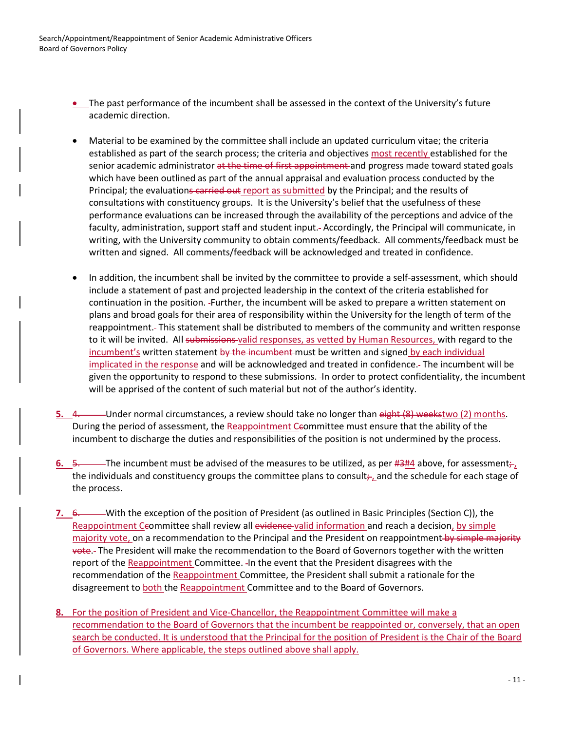- The past performance of the incumbent shall be assessed in the context of the University's future academic direction.

- Material to be examined by the committee shall include an updated curriculum vitae; the criteria established as part of the search process; the criteria and objectives most recently established for the senior academic administrator ~~at the time of first appointment~~ and progress made toward stated goals which have been outlined as part of the annual appraisal and evaluation process conducted by the Principal; the evaluation~~s carried out~~ report as submitted by the Principal; and the results of consultations with constituency groups. It is the University's belief that the usefulness of these performance evaluations can be increased through the availability of the perceptions and advice of the faculty, administration, support staff and student input. Accordingly, the Principal will communicate, in writing, with the University community to obtain comments/feedback. All comments/feedback must be written and signed. All comments/feedback will be acknowledged and treated in confidence.

- In addition, the incumbent shall be invited by the committee to provide a self-assessment, which should include a statement of past and projected leadership in the context of the criteria established for continuation in the position. Further, the incumbent will be asked to prepare a written statement on plans and broad goals for their area of responsibility within the University for the length of term of the reappointment. This statement shall be distributed to members of the community and written response to it will be invited. All ~~submissions~~ valid responses, as vetted by Human Resources, with regard to the incumbent's written statement ~~by the incumbent~~ must be written and signed by each individual implicated in the response and will be acknowledged and treated in confidence. The incumbent will be given the opportunity to respond to these submissions. In order to protect confidentiality, the incumbent will be apprised of the content of such material but not of the author's identity.

5. ~~4.~~ Under normal circumstances, a review should take no longer than ~~eight (8) weeks~~two (2) months. During the period of assessment, the Reappointment C~~c~~ommittee must ensure that the ability of the incumbent to discharge the duties and responsibilities of the position is not undermined by the process.

6. ~~5.~~ The incumbent must be advised of the measures to be utilized, as per ~~#3~~#4 above, for assessment~~;~~, the individuals and constituency groups the committee plans to consult~~;~~, and the schedule for each stage of the process.

7. ~~6.~~ With the exception of the position of President (as outlined in Basic Principles (Section C)), the Reappointment C~~c~~ommittee shall review all ~~evidence~~ valid information and reach a decision, by simple majority vote, on a recommendation to the Principal and the President on reappointment ~~by simple majority vote~~. The President will make the recommendation to the Board of Governors together with the written report of the Reappointment Committee. In the event that the President disagrees with the recommendation of the Reappointment Committee, the President shall submit a rationale for the disagreement to both the Reappointment Committee and to the Board of Governors.

8. For the position of President and Vice-Chancellor, the Reappointment Committee will make a recommendation to the Board of Governors that the incumbent be reappointed or, conversely, that an open search be conducted. It is understood that the Principal for the position of President is the Chair of the Board of Governors. Where applicable, the steps outlined above shall apply.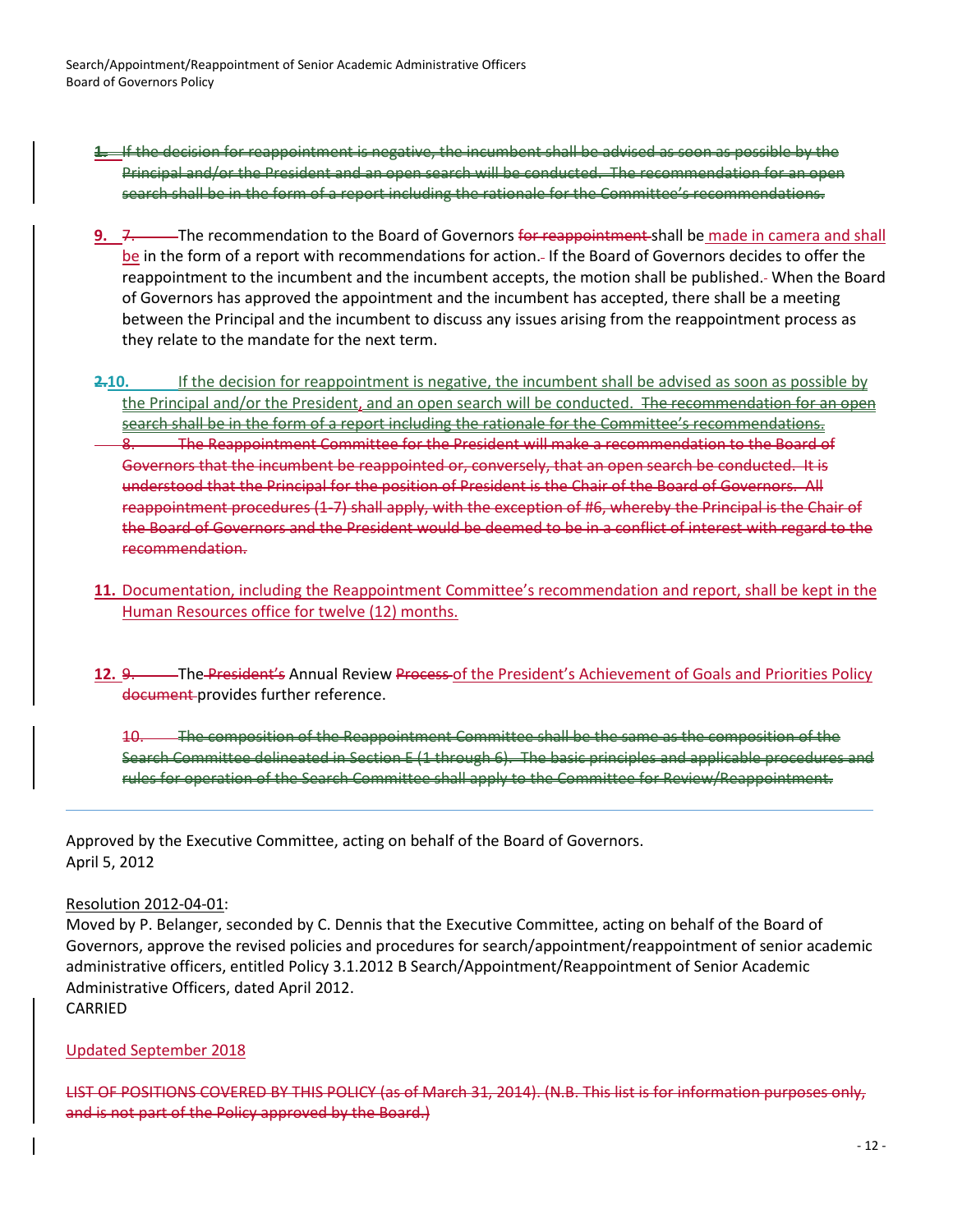~~1. If the decision for reappointment is negative, the incumbent shall be advised as soon as possible by the Principal and/or the President and an open search will be conducted. The recommendation for an open search shall be in the form of a report including the rationale for the Committee's recommendations.~~

**9.** ~~7.~~ The recommendation to the Board of Governors ~~for reappointment~~ shall be made in camera and shall be in the form of a report with recommendations for action. If the Board of Governors decides to offer the reappointment to the incumbent and the incumbent accepts, the motion shall be published. When the Board of Governors has approved the appointment and the incumbent has accepted, there shall be a meeting between the Principal and the incumbent to discuss any issues arising from the reappointment process as they relate to the mandate for the next term.

**~~2.~~10.** If the decision for reappointment is negative, the incumbent shall be advised as soon as possible by the Principal and/or the President, and an open search will be conducted. ~~The recommendation for an open search shall be in the form of a report including the rationale for the Committee's recommendations.~~

~~8. The Reappointment Committee for the President will make a recommendation to the Board of Governors that the incumbent be reappointed or, conversely, that an open search be conducted. It is understood that the Principal for the position of President is the Chair of the Board of Governors. All reappointment procedures (1-7) shall apply, with the exception of #6, whereby the Principal is the Chair of the Board of Governors and the President would be deemed to be in a conflict of interest with regard to the recommendation.~~

**11.** Documentation, including the Reappointment Committee's recommendation and report, shall be kept in the Human Resources office for twelve (12) months.

**12.** ~~9.~~ The ~~President's~~ Annual Review ~~Process~~ of the President's Achievement of Goals and Priorities Policy ~~document~~ provides further reference.

~~10. The composition of the Reappointment Committee shall be the same as the composition of the Search Committee delineated in Section E (1 through 6). The basic principles and applicable procedures and rules for operation of the Search Committee shall apply to the Committee for Review/Reappointment.~~

---

Approved by the Executive Committee, acting on behalf of the Board of Governors.
April 5, 2012

Resolution 2012-04-01:
Moved by P. Belanger, seconded by C. Dennis that the Executive Committee, acting on behalf of the Board of Governors, approve the revised policies and procedures for search/appointment/reappointment of senior academic administrative officers, entitled Policy 3.1.2012 B Search/Appointment/Reappointment of Senior Academic Administrative Officers, dated April 2012.
CARRIED

Updated September 2018

~~LIST OF POSITIONS COVERED BY THIS POLICY (as of March 31, 2014). (N.B. This list is for information purposes only, and is not part of the Policy approved by the Board.)~~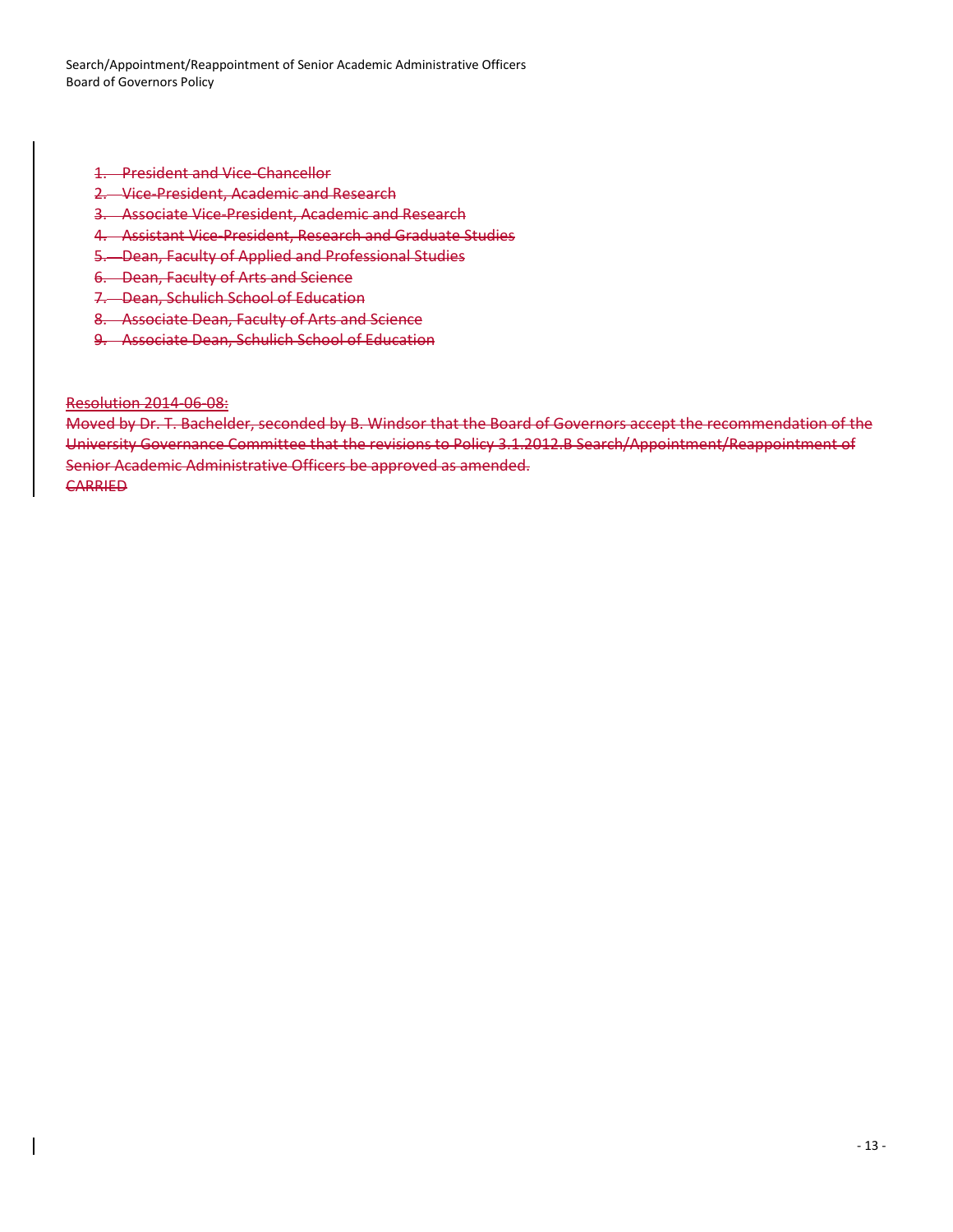1. ~~President and Vice-Chancellor~~
2. ~~Vice-President, Academic and Research~~
3. ~~Associate Vice-President, Academic and Research~~
4. ~~Assistant Vice-President, Research and Graduate Studies~~
5. ~~Dean, Faculty of Applied and Professional Studies~~
6. ~~Dean, Faculty of Arts and Science~~
7. ~~Dean, Schulich School of Education~~
8. ~~Associate Dean, Faculty of Arts and Science~~
9. ~~Associate Dean, Schulich School of Education~~

~~Resolution 2014-06-08:~~

~~Moved by Dr. T. Bachelder, seconded by B. Windsor that the Board of Governors accept the recommendation of the University Governance Committee that the revisions to Policy 3.1.2012.B Search/Appointment/Reappointment of Senior Academic Administrative Officers be approved as amended.~~

~~CARRIED~~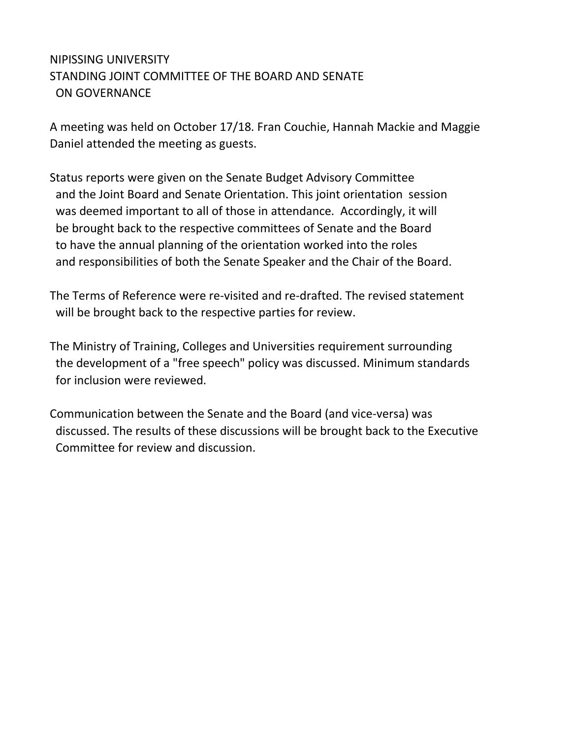NIPISSING UNIVERSITY
STANDING JOINT COMMITTEE OF THE BOARD AND SENATE
ON GOVERNANCE

A meeting was held on October 17/18. Fran Couchie, Hannah Mackie and Maggie Daniel attended the meeting as guests.

Status reports were given on the Senate Budget Advisory Committee and the Joint Board and Senate Orientation. This joint orientation session was deemed important to all of those in attendance. Accordingly, it will be brought back to the respective committees of Senate and the Board to have the annual planning of the orientation worked into the roles and responsibilities of both the Senate Speaker and the Chair of the Board.

The Terms of Reference were re-visited and re-drafted. The revised statement will be brought back to the respective parties for review.

The Ministry of Training, Colleges and Universities requirement surrounding the development of a "free speech" policy was discussed. Minimum standards for inclusion were reviewed.

Communication between the Senate and the Board (and vice-versa) was discussed. The results of these discussions will be brought back to the Executive Committee for review and discussion.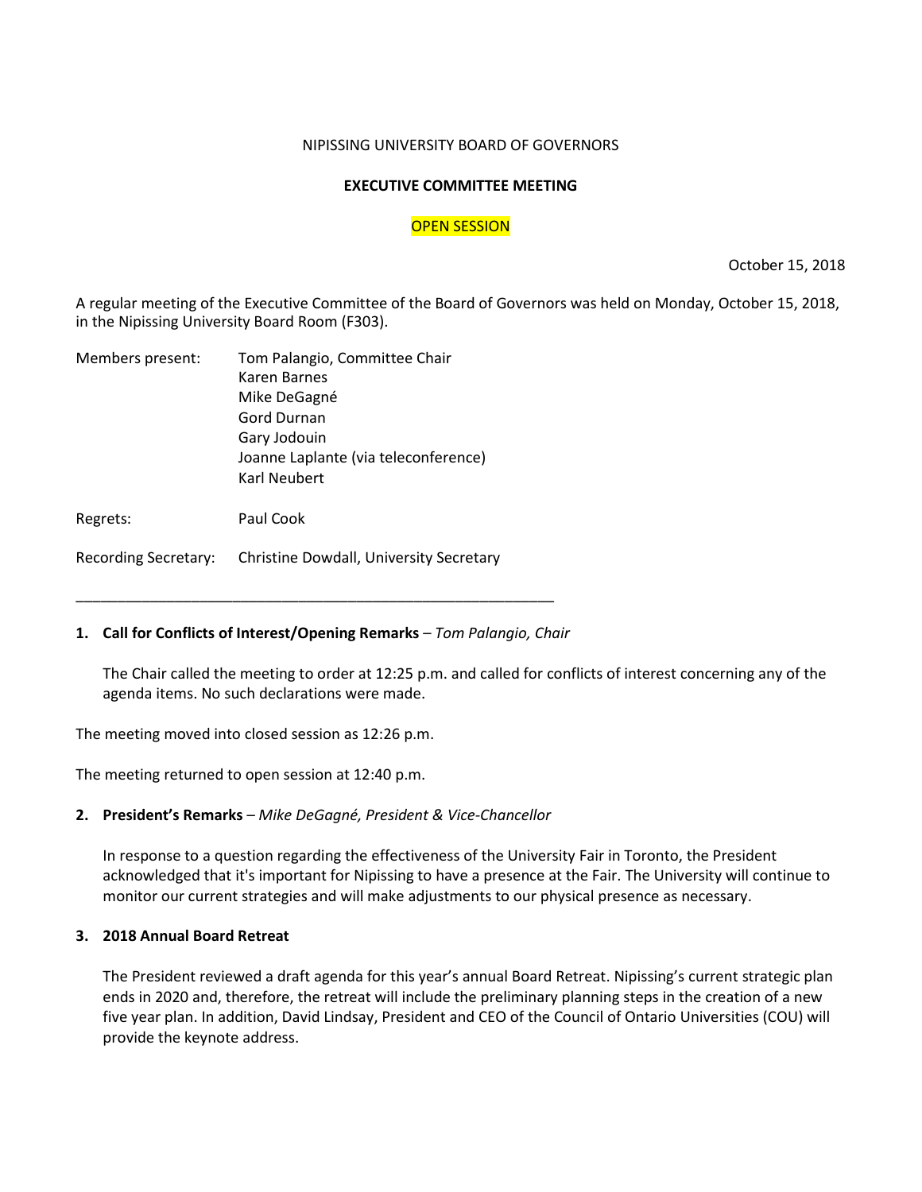NIPISSING UNIVERSITY BOARD OF GOVERNORS

**EXECUTIVE COMMITTEE MEETING**

OPEN SESSION

October 15, 2018

A regular meeting of the Executive Committee of the Board of Governors was held on Monday, October 15, 2018, in the Nipissing University Board Room (F303).

Members present: Tom Palangio, Committee Chair
Karen Barnes
Mike DeGagné
Gord Durnan
Gary Jodouin
Joanne Laplante (via teleconference)
Karl Neubert

Regrets: Paul Cook

Recording Secretary: Christine Dowdall, University Secretary

---

**1. Call for Conflicts of Interest/Opening Remarks** – *Tom Palangio, Chair*

The Chair called the meeting to order at 12:25 p.m. and called for conflicts of interest concerning any of the agenda items. No such declarations were made.

The meeting moved into closed session as 12:26 p.m.

The meeting returned to open session at 12:40 p.m.

**2. President's Remarks** – *Mike DeGagné, President & Vice-Chancellor*

In response to a question regarding the effectiveness of the University Fair in Toronto, the President acknowledged that it's important for Nipissing to have a presence at the Fair. The University will continue to monitor our current strategies and will make adjustments to our physical presence as necessary.

**3. 2018 Annual Board Retreat**

The President reviewed a draft agenda for this year's annual Board Retreat. Nipissing's current strategic plan ends in 2020 and, therefore, the retreat will include the preliminary planning steps in the creation of a new five year plan. In addition, David Lindsay, President and CEO of the Council of Ontario Universities (COU) will provide the keynote address.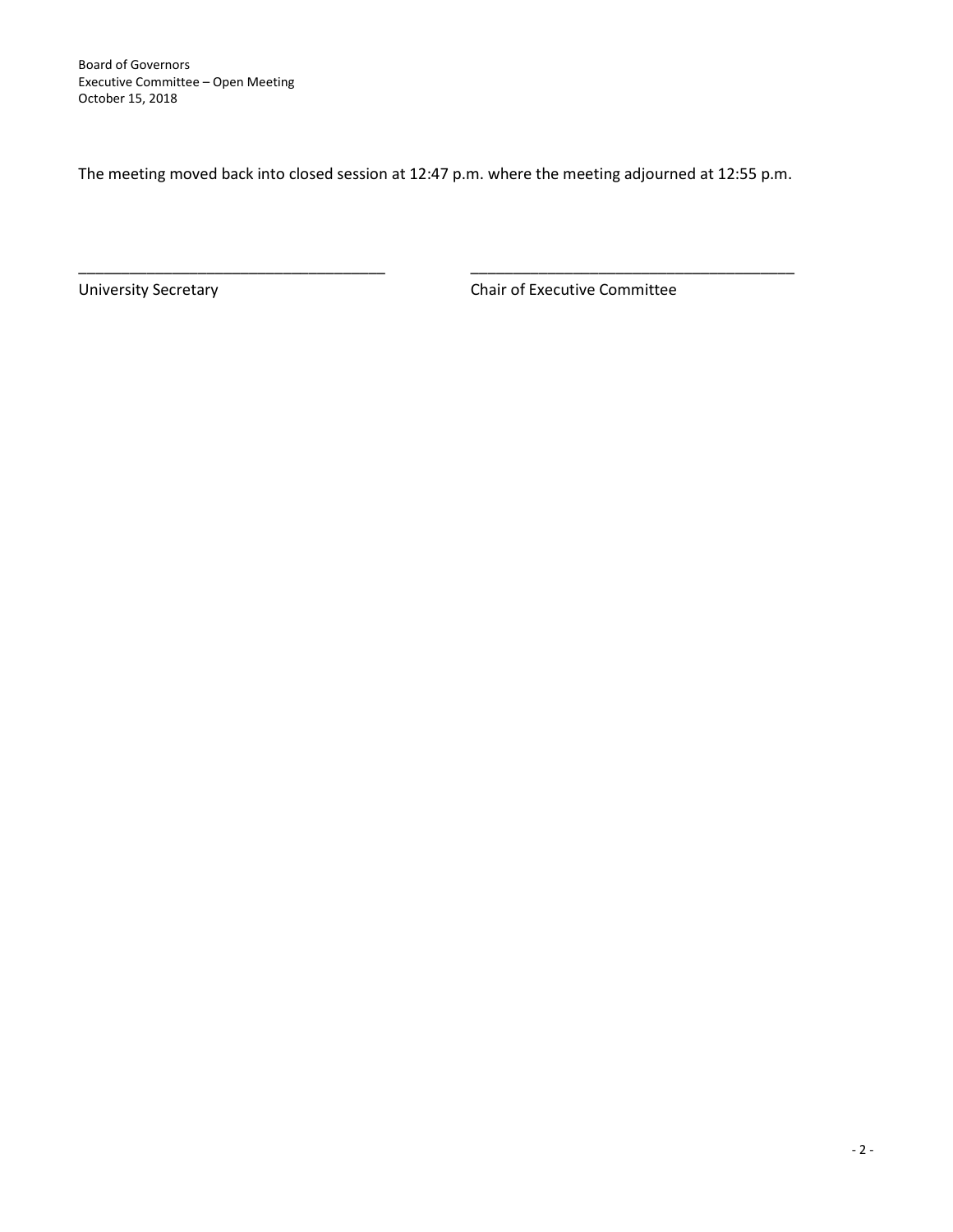The meeting moved back into closed session at 12:47 p.m. where the meeting adjourned at 12:55 p.m.

\_\_\_\_\_\_\_\_\_\_\_\_\_\_\_\_\_\_\_\_\_\_\_\_\_\_\_\_\_\_\_\_\_\_\_\_

University Secretary

\_\_\_\_\_\_\_\_\_\_\_\_\_\_\_\_\_\_\_\_\_\_\_\_\_\_\_\_\_\_\_\_\_\_\_\_

Chair of Executive Committee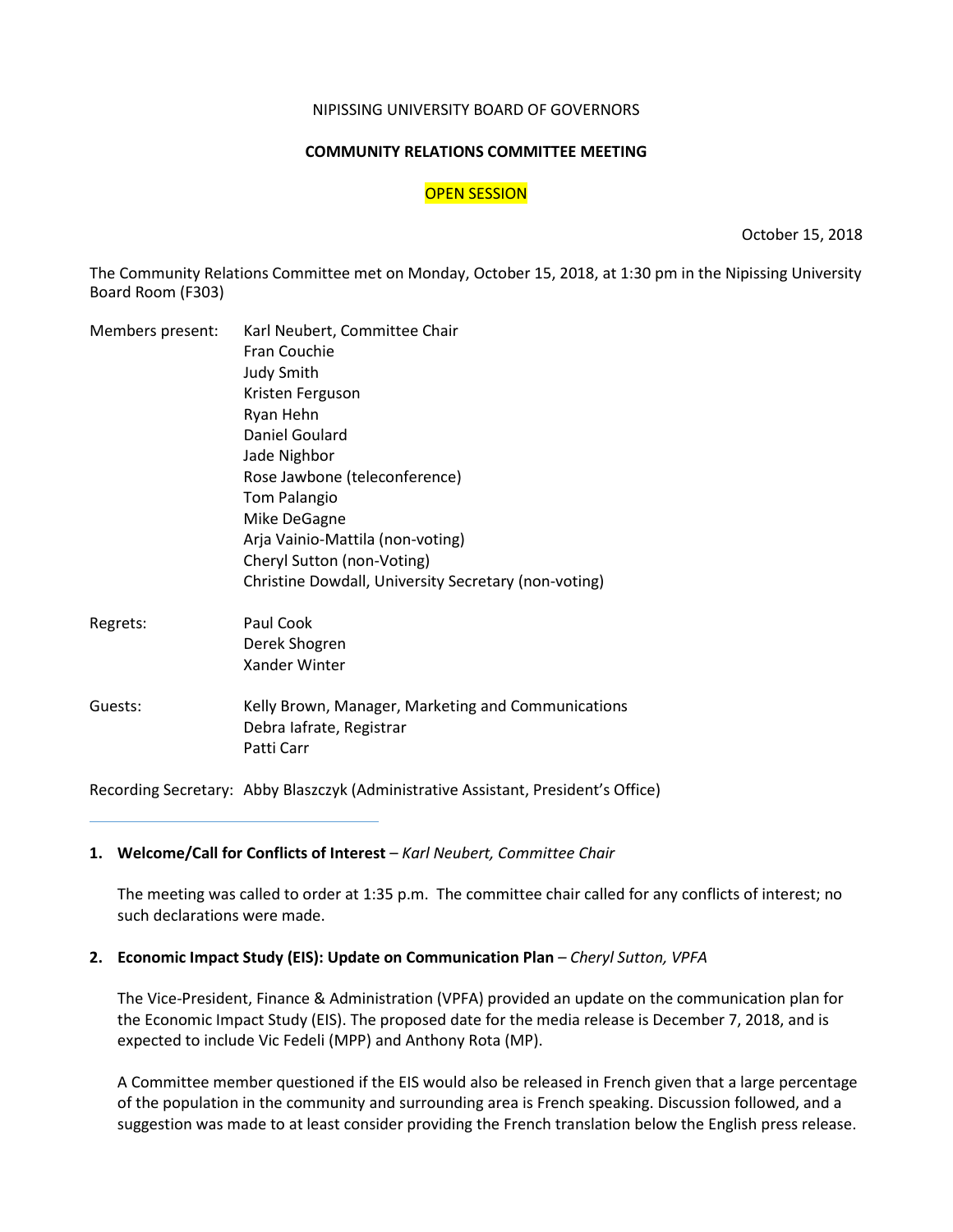NIPISSING UNIVERSITY BOARD OF GOVERNORS

**COMMUNITY RELATIONS COMMITTEE MEETING**

OPEN SESSION

October 15, 2018

The Community Relations Committee met on Monday, October 15, 2018, at 1:30 pm in the Nipissing University Board Room (F303)

Members present:
- Karl Neubert, Committee Chair
- Fran Couchie
- Judy Smith
- Kristen Ferguson
- Ryan Hehn
- Daniel Goulard
- Jade Nighbor
- Rose Jawbone (teleconference)
- Tom Palangio
- Mike DeGagne
- Arja Vainio-Mattila (non-voting)
- Cheryl Sutton (non-Voting)
- Christine Dowdall, University Secretary (non-voting)

Regrets:
- Paul Cook
- Derek Shogren
- Xander Winter

Guests:
- Kelly Brown, Manager, Marketing and Communications
- Debra Iafrate, Registrar
- Patti Carr

Recording Secretary: Abby Blaszczyk (Administrative Assistant, President's Office)

**1. Welcome/Call for Conflicts of Interest** – *Karl Neubert, Committee Chair*

The meeting was called to order at 1:35 p.m. The committee chair called for any conflicts of interest; no such declarations were made.

**2. Economic Impact Study (EIS): Update on Communication Plan** – *Cheryl Sutton, VPFA*

The Vice-President, Finance & Administration (VPFA) provided an update on the communication plan for the Economic Impact Study (EIS). The proposed date for the media release is December 7, 2018, and is expected to include Vic Fedeli (MPP) and Anthony Rota (MP).

A Committee member questioned if the EIS would also be released in French given that a large percentage of the population in the community and surrounding area is French speaking. Discussion followed, and a suggestion was made to at least consider providing the French translation below the English press release.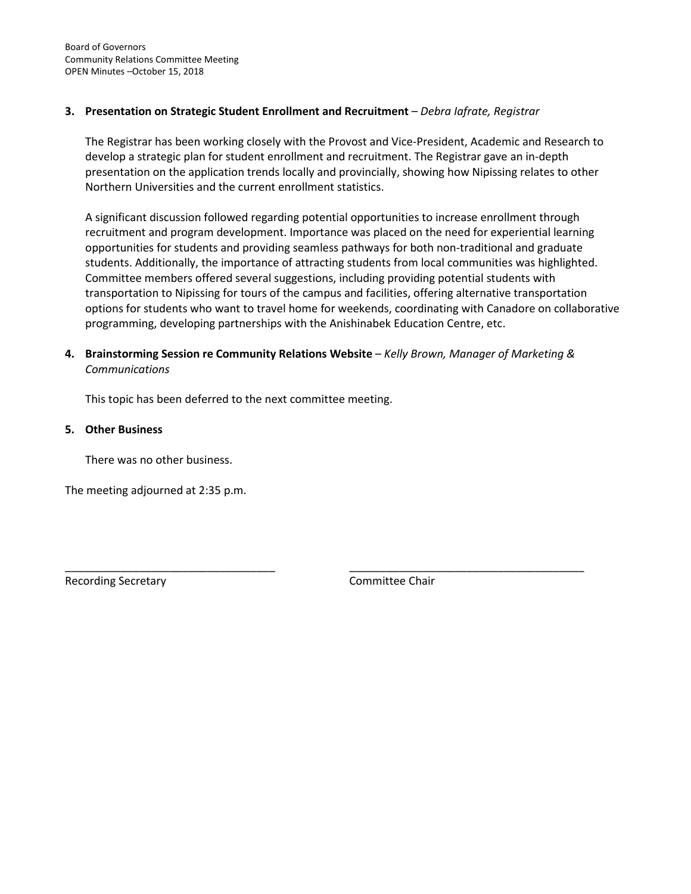**3. Presentation on Strategic Student Enrollment and Recruitment** – *Debra Iafrate, Registrar*

The Registrar has been working closely with the Provost and Vice-President, Academic and Research to develop a strategic plan for student enrollment and recruitment. The Registrar gave an in-depth presentation on the application trends locally and provincially, showing how Nipissing relates to other Northern Universities and the current enrollment statistics.

A significant discussion followed regarding potential opportunities to increase enrollment through recruitment and program development. Importance was placed on the need for experiential learning opportunities for students and providing seamless pathways for both non-traditional and graduate students. Additionally, the importance of attracting students from local communities was highlighted. Committee members offered several suggestions, including providing potential students with transportation to Nipissing for tours of the campus and facilities, offering alternative transportation options for students who want to travel home for weekends, coordinating with Canadore on collaborative programming, developing partnerships with the Anishinabek Education Centre, etc.

**4. Brainstorming Session re Community Relations Website** – *Kelly Brown, Manager of Marketing & Communications*

This topic has been deferred to the next committee meeting.

**5. Other Business**

There was no other business.

The meeting adjourned at 2:35 p.m.

\_\_\_\_\_\_\_\_\_\_\_\_\_\_\_\_\_\_\_\_\_\_\_\_\_\_\_\_\_\_\_\_\_\_ \_\_\_\_\_\_\_\_\_\_\_\_\_\_\_\_\_\_\_\_\_\_\_\_\_\_\_\_\_\_\_\_\_\_\_\_\_\_

Recording Secretary Committee Chair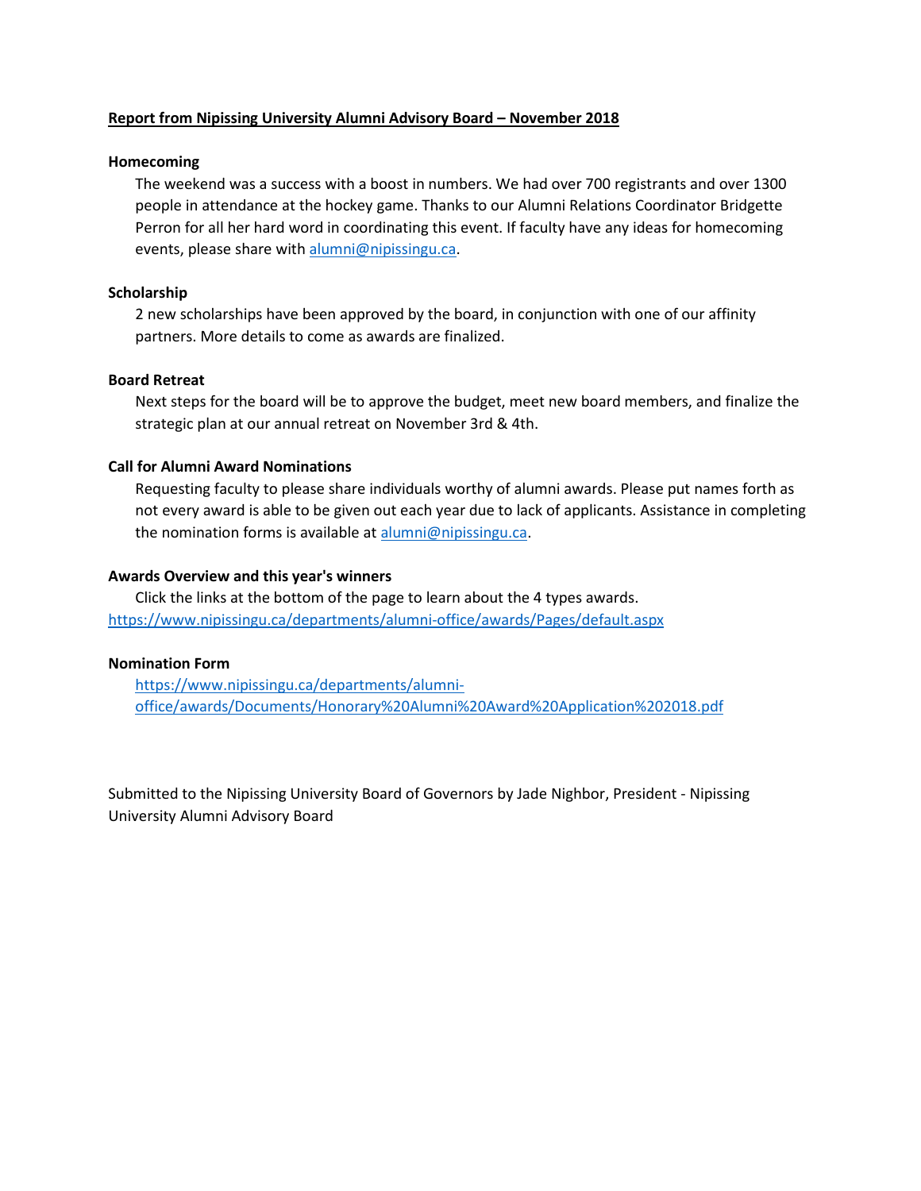**Report from Nipissing University Alumni Advisory Board – November 2018**

**Homecoming**

The weekend was a success with a boost in numbers. We had over 700 registrants and over 1300 people in attendance at the hockey game. Thanks to our Alumni Relations Coordinator Bridgette Perron for all her hard word in coordinating this event. If faculty have any ideas for homecoming events, please share with alumni@nipissingu.ca.

**Scholarship**

2 new scholarships have been approved by the board, in conjunction with one of our affinity partners. More details to come as awards are finalized.

**Board Retreat**

Next steps for the board will be to approve the budget, meet new board members, and finalize the strategic plan at our annual retreat on November 3rd & 4th.

**Call for Alumni Award Nominations**

Requesting faculty to please share individuals worthy of alumni awards. Please put names forth as not every award is able to be given out each year due to lack of applicants. Assistance in completing the nomination forms is available at alumni@nipissingu.ca.

**Awards Overview and this year's winners**

Click the links at the bottom of the page to learn about the 4 types awards.
https://www.nipissingu.ca/departments/alumni-office/awards/Pages/default.aspx

**Nomination Form**

https://www.nipissingu.ca/departments/alumni-office/awards/Documents/Honorary%20Alumni%20Award%20Application%202018.pdf

Submitted to the Nipissing University Board of Governors by Jade Nighbor, President - Nipissing University Alumni Advisory Board